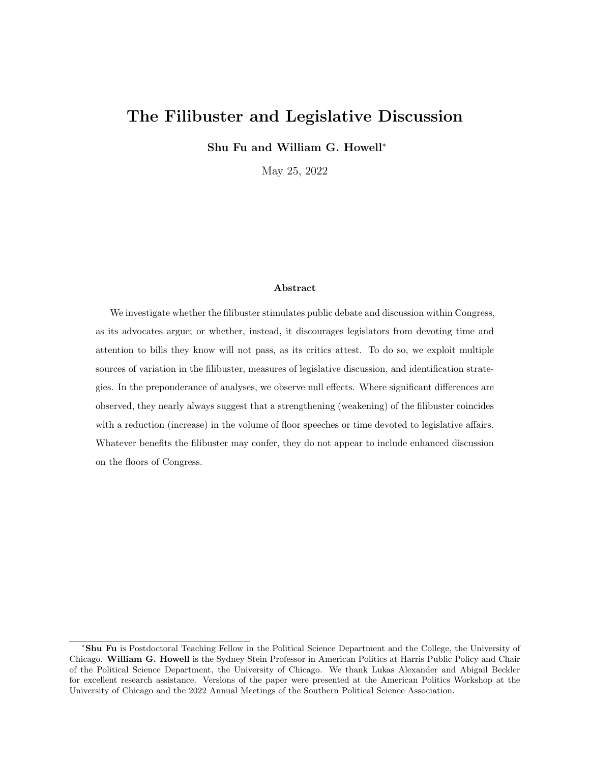# The Filibuster and Legislative Discussion

**Shu Fu and William G. Howell***

May 25, 2022

### Abstract

We investigate whether the filibuster stimulates public debate and discussion within Congress, as its advocates argue; or whether, instead, it discourages legislators from devoting time and attention to bills they know will not pass, as its critics attest. To do so, we exploit multiple sources of variation in the filibuster, measures of legislative discussion, and identification strategies. In the preponderance of analyses, we observe null effects. Where significant differences are observed, they nearly always suggest that a strengthening (weakening) of the filibuster coincides with a reduction (increase) in the volume of floor speeches or time devoted to legislative affairs. Whatever benefits the filibuster may confer, they do not appear to include enhanced discussion on the floors of Congress.

---

*\*Shu Fu* is Postdoctoral Teaching Fellow in the Political Science Department and the College, the University of Chicago. **William G. Howell** is the Sydney Stein Professor in American Politics at Harris Public Policy and Chair of the Political Science Department, the University of Chicago. We thank Lukas Alexander and Abigail Beckler for excellent research assistance. Versions of the paper were presented at the American Politics Workshop at the University of Chicago and the 2022 Annual Meetings of the Southern Political Science Association.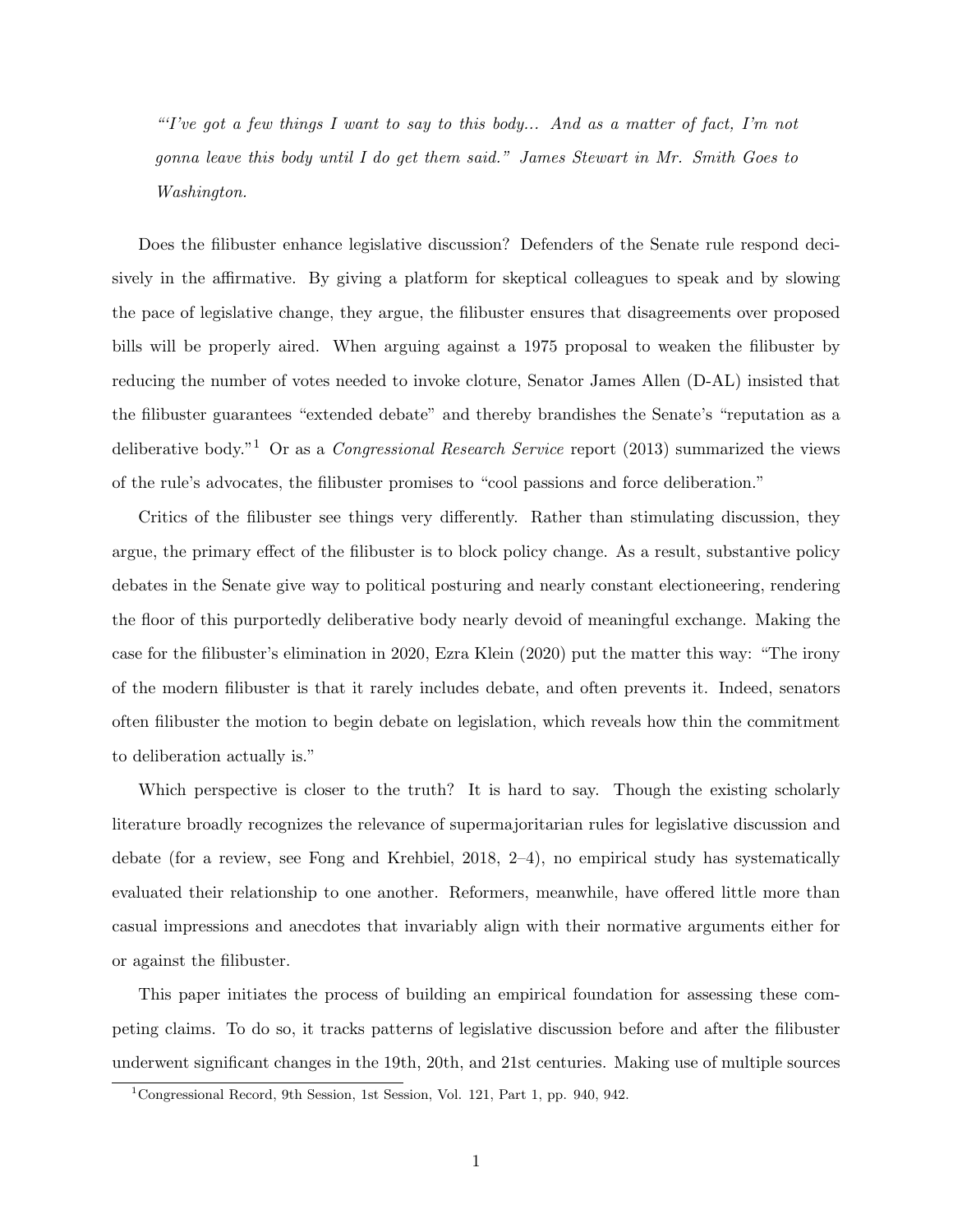*"'I've got a few things I want to say to this body... And as a matter of fact, I'm not gonna leave this body until I do get them said." James Stewart in Mr. Smith Goes to Washington.*

Does the filibuster enhance legislative discussion? Defenders of the Senate rule respond decisively in the affirmative. By giving a platform for skeptical colleagues to speak and by slowing the pace of legislative change, they argue, the filibuster ensures that disagreements over proposed bills will be properly aired. When arguing against a 1975 proposal to weaken the filibuster by reducing the number of votes needed to invoke cloture, Senator James Allen (D-AL) insisted that the filibuster guarantees "extended debate" and thereby brandishes the Senate's "reputation as a deliberative body."[1] Or as a *Congressional Research Service* report (2013) summarized the views of the rule's advocates, the filibuster promises to "cool passions and force deliberation."

Critics of the filibuster see things very differently. Rather than stimulating discussion, they argue, the primary effect of the filibuster is to block policy change. As a result, substantive policy debates in the Senate give way to political posturing and nearly constant electioneering, rendering the floor of this purportedly deliberative body nearly devoid of meaningful exchange. Making the case for the filibuster's elimination in 2020, Ezra Klein (2020) put the matter this way: "The irony of the modern filibuster is that it rarely includes debate, and often prevents it. Indeed, senators often filibuster the motion to begin debate on legislation, which reveals how thin the commitment to deliberation actually is."

Which perspective is closer to the truth? It is hard to say. Though the existing scholarly literature broadly recognizes the relevance of supermajoritarian rules for legislative discussion and debate (for a review, see Fong and Krehbiel, 2018, 2–4), no empirical study has systematically evaluated their relationship to one another. Reformers, meanwhile, have offered little more than casual impressions and anecdotes that invariably align with their normative arguments either for or against the filibuster.

This paper initiates the process of building an empirical foundation for assessing these competing claims. To do so, it tracks patterns of legislative discussion before and after the filibuster underwent significant changes in the 19th, 20th, and 21st centuries. Making use of multiple sources

[1] Congressional Record, 9th Session, 1st Session, Vol. 121, Part 1, pp. 940, 942.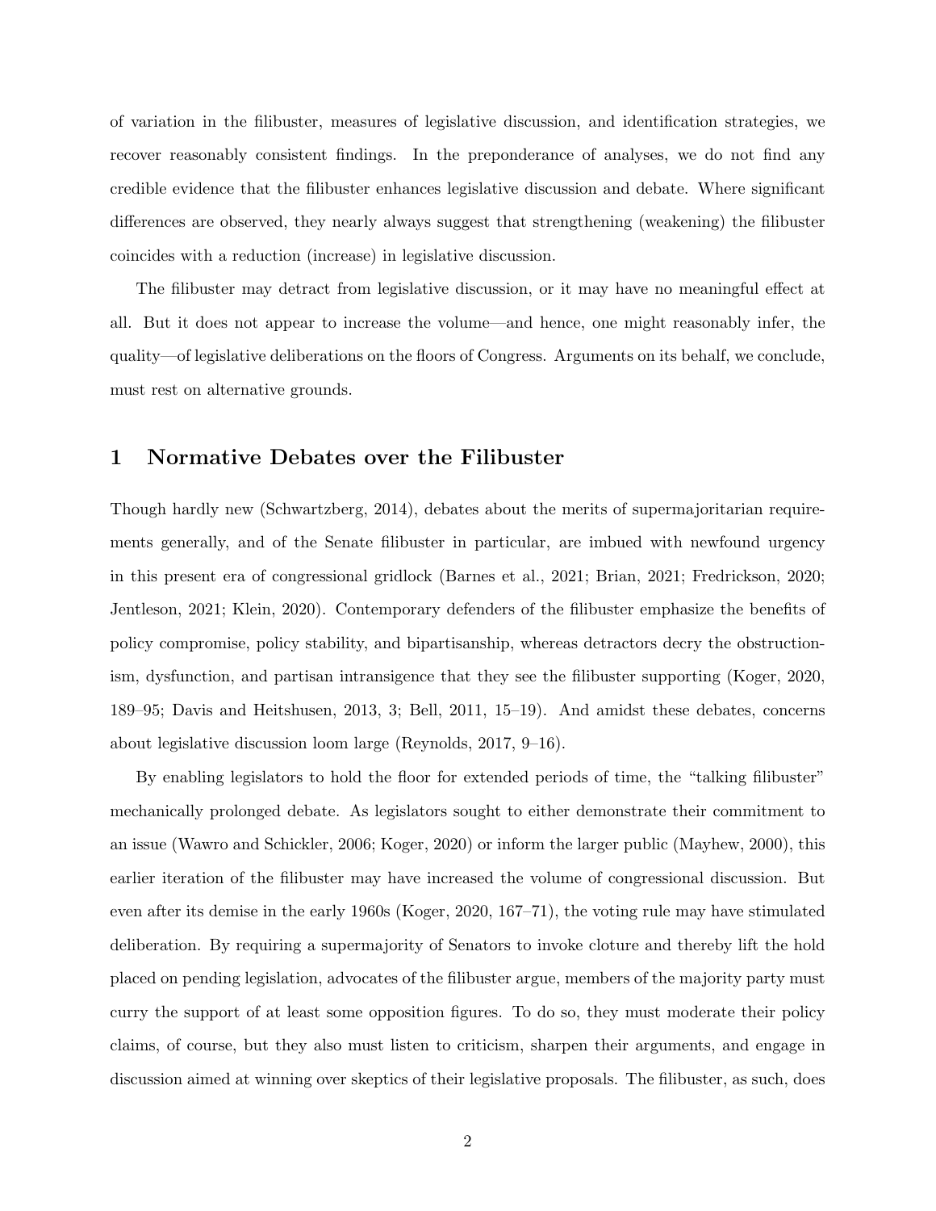of variation in the filibuster, measures of legislative discussion, and identification strategies, we recover reasonably consistent findings. In the preponderance of analyses, we do not find any credible evidence that the filibuster enhances legislative discussion and debate. Where significant differences are observed, they nearly always suggest that strengthening (weakening) the filibuster coincides with a reduction (increase) in legislative discussion.

The filibuster may detract from legislative discussion, or it may have no meaningful effect at all. But it does not appear to increase the volume—and hence, one might reasonably infer, the quality—of legislative deliberations on the floors of Congress. Arguments on its behalf, we conclude, must rest on alternative grounds.

## 1 Normative Debates over the Filibuster

Though hardly new (Schwartzberg, 2014), debates about the merits of supermajoritarian requirements generally, and of the Senate filibuster in particular, are imbued with newfound urgency in this present era of congressional gridlock (Barnes et al., 2021; Brian, 2021; Fredrickson, 2020; Jentleson, 2021; Klein, 2020). Contemporary defenders of the filibuster emphasize the benefits of policy compromise, policy stability, and bipartisanship, whereas detractors decry the obstructionism, dysfunction, and partisan intransigence that they see the filibuster supporting (Koger, 2020, 189–95; Davis and Heitshusen, 2013, 3; Bell, 2011, 15–19). And amidst these debates, concerns about legislative discussion loom large (Reynolds, 2017, 9–16).

By enabling legislators to hold the floor for extended periods of time, the "talking filibuster" mechanically prolonged debate. As legislators sought to either demonstrate their commitment to an issue (Wawro and Schickler, 2006; Koger, 2020) or inform the larger public (Mayhew, 2000), this earlier iteration of the filibuster may have increased the volume of congressional discussion. But even after its demise in the early 1960s (Koger, 2020, 167–71), the voting rule may have stimulated deliberation. By requiring a supermajority of Senators to invoke cloture and thereby lift the hold placed on pending legislation, advocates of the filibuster argue, members of the majority party must curry the support of at least some opposition figures. To do so, they must moderate their policy claims, of course, but they also must listen to criticism, sharpen their arguments, and engage in discussion aimed at winning over skeptics of their legislative proposals. The filibuster, as such, does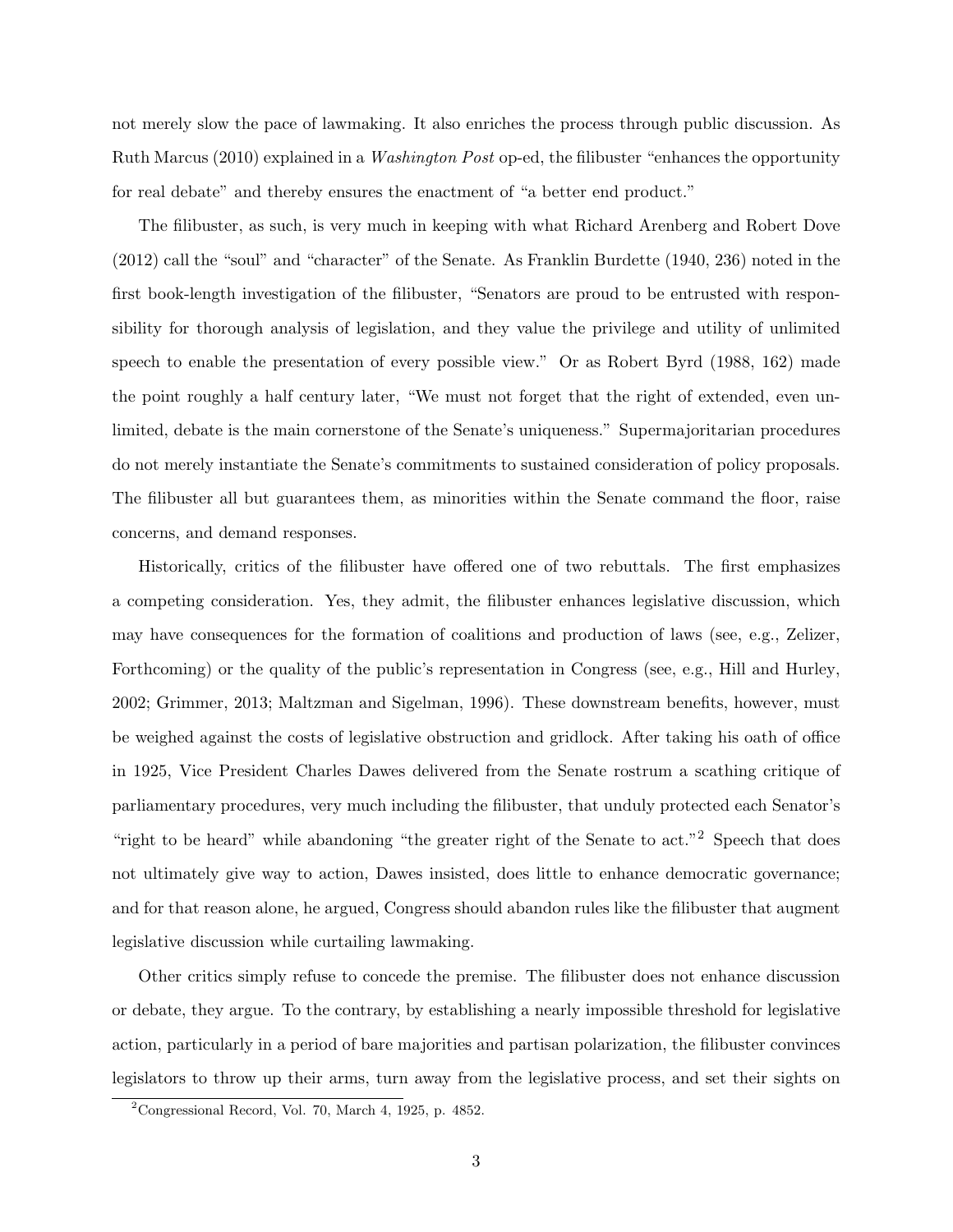not merely slow the pace of lawmaking. It also enriches the process through public discussion. As Ruth Marcus (2010) explained in a *Washington Post* op-ed, the filibuster "enhances the opportunity for real debate" and thereby ensures the enactment of "a better end product."

The filibuster, as such, is very much in keeping with what Richard Arenberg and Robert Dove (2012) call the "soul" and "character" of the Senate. As Franklin Burdette (1940, 236) noted in the first book-length investigation of the filibuster, "Senators are proud to be entrusted with responsibility for thorough analysis of legislation, and they value the privilege and utility of unlimited speech to enable the presentation of every possible view." Or as Robert Byrd (1988, 162) made the point roughly a half century later, "We must not forget that the right of extended, even unlimited, debate is the main cornerstone of the Senate's uniqueness." Supermajoritarian procedures do not merely instantiate the Senate's commitments to sustained consideration of policy proposals. The filibuster all but guarantees them, as minorities within the Senate command the floor, raise concerns, and demand responses.

Historically, critics of the filibuster have offered one of two rebuttals. The first emphasizes a competing consideration. Yes, they admit, the filibuster enhances legislative discussion, which may have consequences for the formation of coalitions and production of laws (see, e.g., Zelizer, Forthcoming) or the quality of the public's representation in Congress (see, e.g., Hill and Hurley, 2002; Grimmer, 2013; Maltzman and Sigelman, 1996). These downstream benefits, however, must be weighed against the costs of legislative obstruction and gridlock. After taking his oath of office in 1925, Vice President Charles Dawes delivered from the Senate rostrum a scathing critique of parliamentary procedures, very much including the filibuster, that unduly protected each Senator's "right to be heard" while abandoning "the greater right of the Senate to act."[2] Speech that does not ultimately give way to action, Dawes insisted, does little to enhance democratic governance; and for that reason alone, he argued, Congress should abandon rules like the filibuster that augment legislative discussion while curtailing lawmaking.

Other critics simply refuse to concede the premise. The filibuster does not enhance discussion or debate, they argue. To the contrary, by establishing a nearly impossible threshold for legislative action, particularly in a period of bare majorities and partisan polarization, the filibuster convinces legislators to throw up their arms, turn away from the legislative process, and set their sights on

[2]Congressional Record, Vol. 70, March 4, 1925, p. 4852.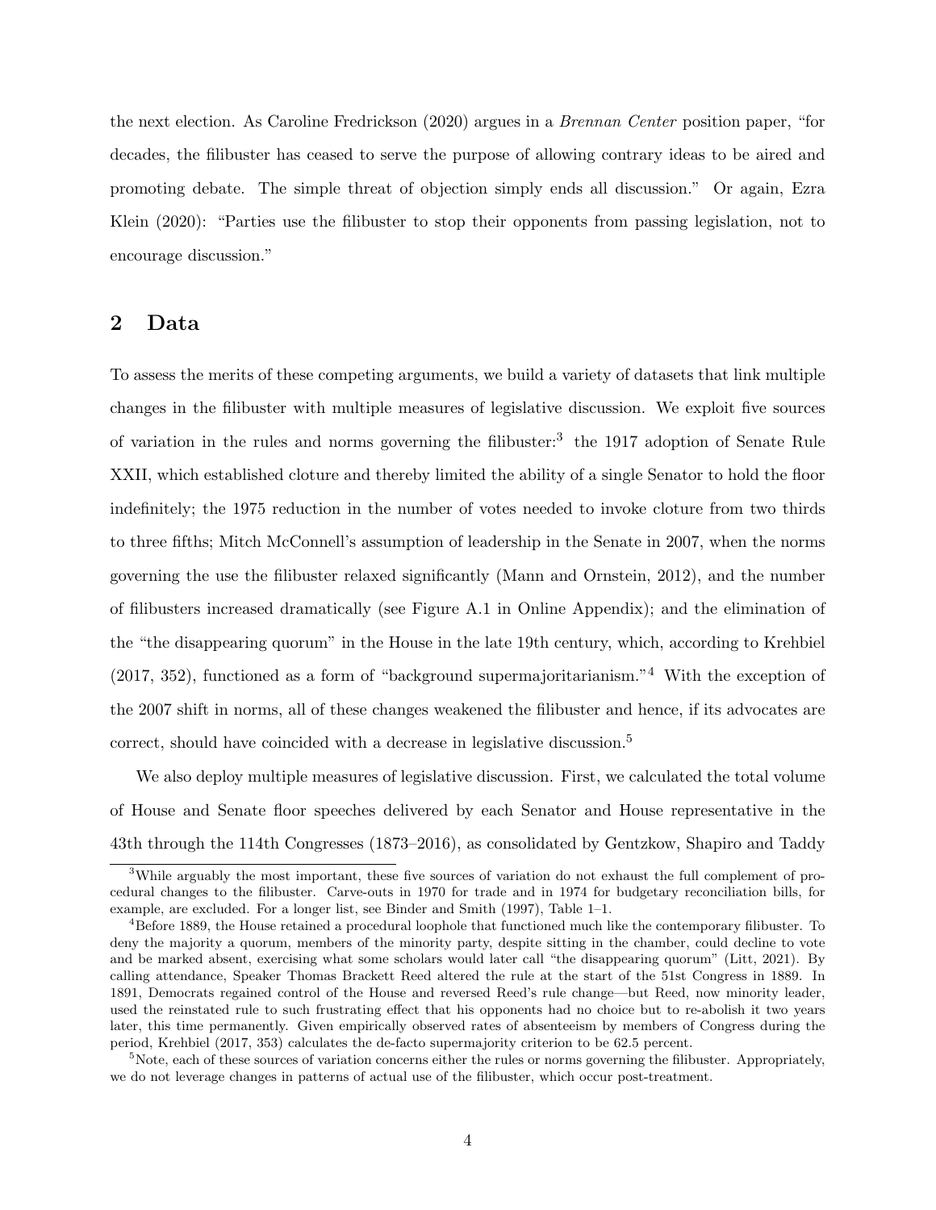the next election. As Caroline Fredrickson (2020) argues in a *Brennan Center* position paper, "for decades, the filibuster has ceased to serve the purpose of allowing contrary ideas to be aired and promoting debate. The simple threat of objection simply ends all discussion." Or again, Ezra Klein (2020): "Parties use the filibuster to stop their opponents from passing legislation, not to encourage discussion."

## 2 Data

To assess the merits of these competing arguments, we build a variety of datasets that link multiple changes in the filibuster with multiple measures of legislative discussion. We exploit five sources of variation in the rules and norms governing the filibuster:[3] the 1917 adoption of Senate Rule XXII, which established cloture and thereby limited the ability of a single Senator to hold the floor indefinitely; the 1975 reduction in the number of votes needed to invoke cloture from two thirds to three fifths; Mitch McConnell's assumption of leadership in the Senate in 2007, when the norms governing the use the filibuster relaxed significantly (Mann and Ornstein, 2012), and the number of filibusters increased dramatically (see Figure A.1 in Online Appendix); and the elimination of the "the disappearing quorum" in the House in the late 19th century, which, according to Krehbiel (2017, 352), functioned as a form of "background supermajoritarianism."[4] With the exception of the 2007 shift in norms, all of these changes weakened the filibuster and hence, if its advocates are correct, should have coincided with a decrease in legislative discussion.[5]

We also deploy multiple measures of legislative discussion. First, we calculated the total volume of House and Senate floor speeches delivered by each Senator and House representative in the 43th through the 114th Congresses (1873–2016), as consolidated by Gentzkow, Shapiro and Taddy

[3] While arguably the most important, these five sources of variation do not exhaust the full complement of procedural changes to the filibuster. Carve-outs in 1970 for trade and in 1974 for budgetary reconciliation bills, for example, are excluded. For a longer list, see Binder and Smith (1997), Table 1–1.

[4] Before 1889, the House retained a procedural loophole that functioned much like the contemporary filibuster. To deny the majority a quorum, members of the minority party, despite sitting in the chamber, could decline to vote and be marked absent, exercising what some scholars would later call "the disappearing quorum" (Litt, 2021). By calling attendance, Speaker Thomas Brackett Reed altered the rule at the start of the 51st Congress in 1889. In 1891, Democrats regained control of the House and reversed Reed's rule change—but Reed, now minority leader, used the reinstated rule to such frustrating effect that his opponents had no choice but to re-abolish it two years later, this time permanently. Given empirically observed rates of absenteeism by members of Congress during the period, Krehbiel (2017, 353) calculates the de-facto supermajority criterion to be 62.5 percent.

[5] Note, each of these sources of variation concerns either the rules or norms governing the filibuster. Appropriately, we do not leverage changes in patterns of actual use of the filibuster, which occur post-treatment.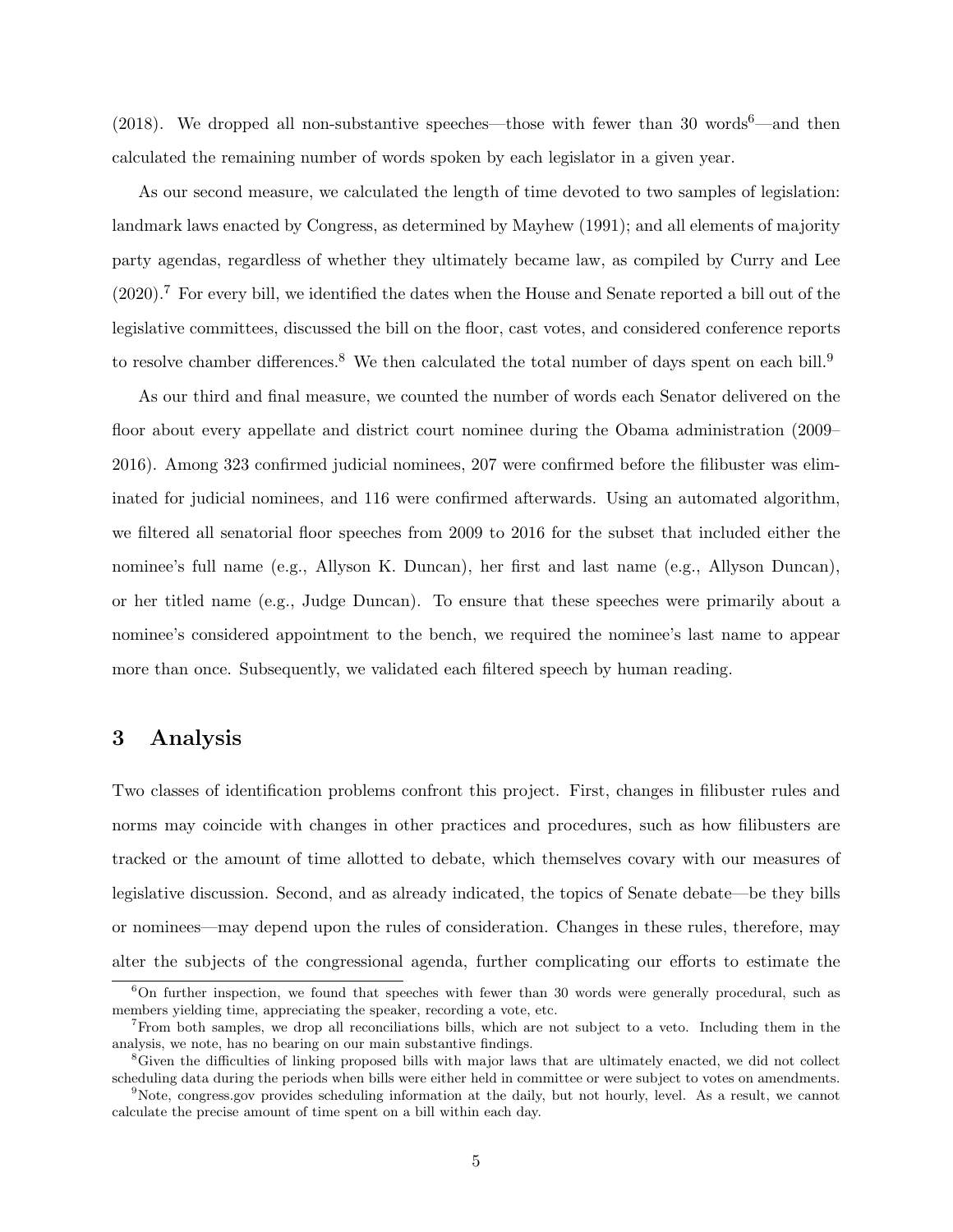(2018). We dropped all non-substantive speeches—those with fewer than 30 words[6]—and then calculated the remaining number of words spoken by each legislator in a given year.

As our second measure, we calculated the length of time devoted to two samples of legislation: landmark laws enacted by Congress, as determined by Mayhew (1991); and all elements of majority party agendas, regardless of whether they ultimately became law, as compiled by Curry and Lee (2020).[7] For every bill, we identified the dates when the House and Senate reported a bill out of the legislative committees, discussed the bill on the floor, cast votes, and considered conference reports to resolve chamber differences.[8] We then calculated the total number of days spent on each bill.[9]

As our third and final measure, we counted the number of words each Senator delivered on the floor about every appellate and district court nominee during the Obama administration (2009–2016). Among 323 confirmed judicial nominees, 207 were confirmed before the filibuster was eliminated for judicial nominees, and 116 were confirmed afterwards. Using an automated algorithm, we filtered all senatorial floor speeches from 2009 to 2016 for the subset that included either the nominee's full name (e.g., Allyson K. Duncan), her first and last name (e.g., Allyson Duncan), or her titled name (e.g., Judge Duncan). To ensure that these speeches were primarily about a nominee's considered appointment to the bench, we required the nominee's last name to appear more than once. Subsequently, we validated each filtered speech by human reading.

# 3 Analysis

Two classes of identification problems confront this project. First, changes in filibuster rules and norms may coincide with changes in other practices and procedures, such as how filibusters are tracked or the amount of time allotted to debate, which themselves covary with our measures of legislative discussion. Second, and as already indicated, the topics of Senate debate—be they bills or nominees—may depend upon the rules of consideration. Changes in these rules, therefore, may alter the subjects of the congressional agenda, further complicating our efforts to estimate the

[6] On further inspection, we found that speeches with fewer than 30 words were generally procedural, such as members yielding time, appreciating the speaker, recording a vote, etc.

[7] From both samples, we drop all reconciliations bills, which are not subject to a veto. Including them in the analysis, we note, has no bearing on our main substantive findings.

[8] Given the difficulties of linking proposed bills with major laws that are ultimately enacted, we did not collect scheduling data during the periods when bills were either held in committee or were subject to votes on amendments.

[9] Note, congress.gov provides scheduling information at the daily, but not hourly, level. As a result, we cannot calculate the precise amount of time spent on a bill within each day.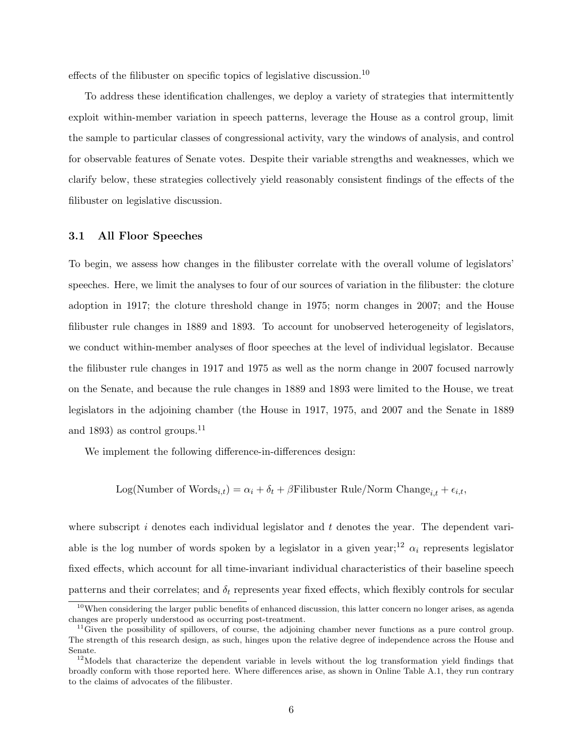effects of the filibuster on specific topics of legislative discussion.[10]

To address these identification challenges, we deploy a variety of strategies that intermittently exploit within-member variation in speech patterns, leverage the House as a control group, limit the sample to particular classes of congressional activity, vary the windows of analysis, and control for observable features of Senate votes. Despite their variable strengths and weaknesses, which we clarify below, these strategies collectively yield reasonably consistent findings of the effects of the filibuster on legislative discussion.

### 3.1 All Floor Speeches

To begin, we assess how changes in the filibuster correlate with the overall volume of legislators' speeches. Here, we limit the analyses to four of our sources of variation in the filibuster: the cloture adoption in 1917; the cloture threshold change in 1975; norm changes in 2007; and the House filibuster rule changes in 1889 and 1893. To account for unobserved heterogeneity of legislators, we conduct within-member analyses of floor speeches at the level of individual legislator. Because the filibuster rule changes in 1917 and 1975 as well as the norm change in 2007 focused narrowly on the Senate, and because the rule changes in 1889 and 1893 were limited to the House, we treat legislators in the adjoining chamber (the House in 1917, 1975, and 2007 and the Senate in 1889 and 1893) as control groups.[11]

We implement the following difference-in-differences design:

$$\text{Log(Number of Words}_{i,t}) = \alpha_i + \delta_t + \beta \text{Filibuster Rule/Norm Change}_{i,t} + \epsilon_{i,t},$$

where subscript $i$ denotes each individual legislator and $t$ denotes the year. The dependent variable is the log number of words spoken by a legislator in a given year;[12] $\alpha_i$ represents legislator fixed effects, which account for all time-invariant individual characteristics of their baseline speech patterns and their correlates; and $\delta_t$ represents year fixed effects, which flexibly controls for secular

[10] When considering the larger public benefits of enhanced discussion, this latter concern no longer arises, as agenda changes are properly understood as occurring post-treatment.

[11] Given the possibility of spillovers, of course, the adjoining chamber never functions as a pure control group. The strength of this research design, as such, hinges upon the relative degree of independence across the House and Senate.

[12] Models that characterize the dependent variable in levels without the log transformation yield findings that broadly conform with those reported here. Where differences arise, as shown in Online Table A.1, they run contrary to the claims of advocates of the filibuster.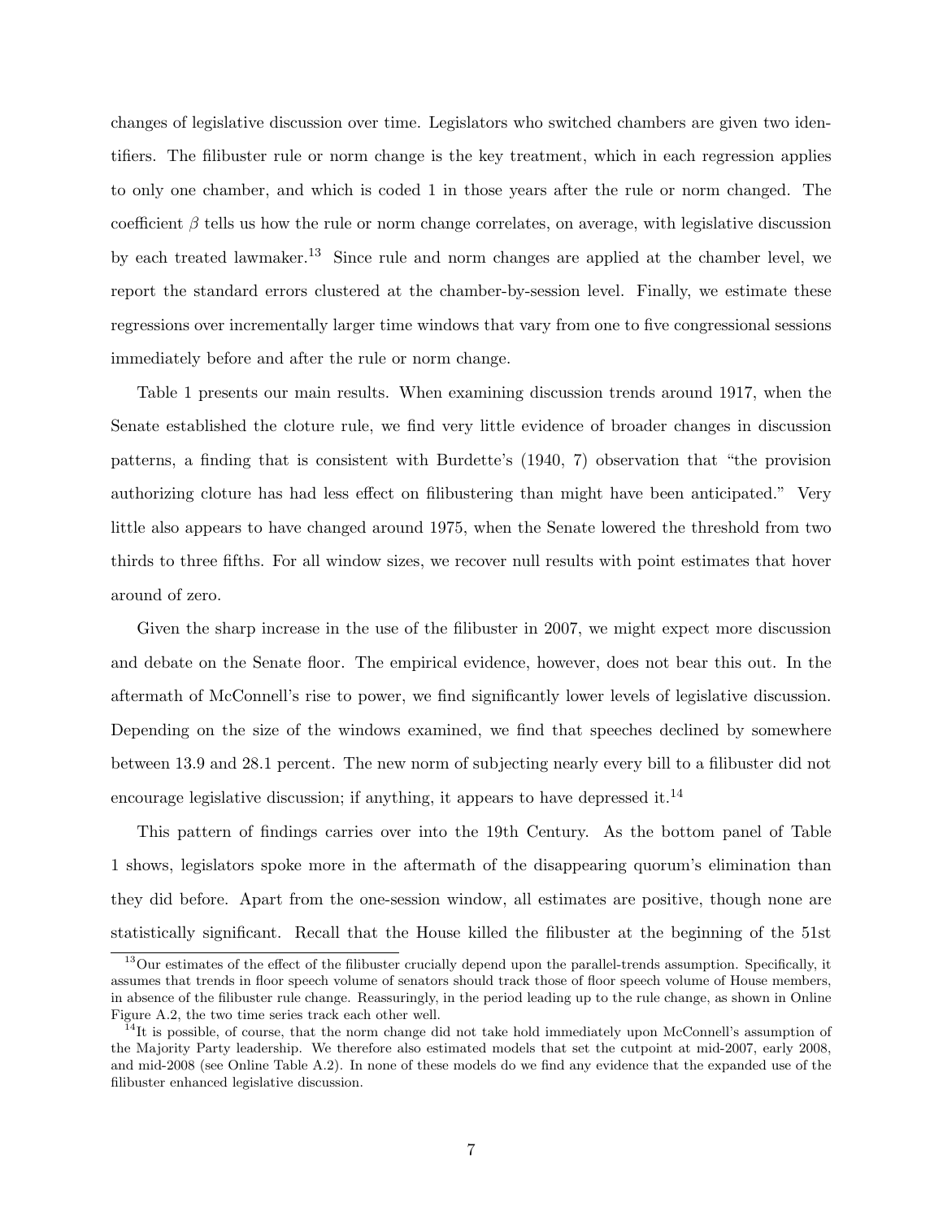changes of legislative discussion over time. Legislators who switched chambers are given two identifiers. The filibuster rule or norm change is the key treatment, which in each regression applies to only one chamber, and which is coded 1 in those years after the rule or norm changed. The coefficient $\beta$ tells us how the rule or norm change correlates, on average, with legislative discussion by each treated lawmaker.[13] Since rule and norm changes are applied at the chamber level, we report the standard errors clustered at the chamber-by-session level. Finally, we estimate these regressions over incrementally larger time windows that vary from one to five congressional sessions immediately before and after the rule or norm change.

Table 1 presents our main results. When examining discussion trends around 1917, when the Senate established the cloture rule, we find very little evidence of broader changes in discussion patterns, a finding that is consistent with Burdette's (1940, 7) observation that "the provision authorizing cloture has had less effect on filibustering than might have been anticipated." Very little also appears to have changed around 1975, when the Senate lowered the threshold from two thirds to three fifths. For all window sizes, we recover null results with point estimates that hover around of zero.

Given the sharp increase in the use of the filibuster in 2007, we might expect more discussion and debate on the Senate floor. The empirical evidence, however, does not bear this out. In the aftermath of McConnell's rise to power, we find significantly lower levels of legislative discussion. Depending on the size of the windows examined, we find that speeches declined by somewhere between 13.9 and 28.1 percent. The new norm of subjecting nearly every bill to a filibuster did not encourage legislative discussion; if anything, it appears to have depressed it.[14]

This pattern of findings carries over into the 19th Century. As the bottom panel of Table 1 shows, legislators spoke more in the aftermath of the disappearing quorum's elimination than they did before. Apart from the one-session window, all estimates are positive, though none are statistically significant. Recall that the House killed the filibuster at the beginning of the 51st

[13] Our estimates of the effect of the filibuster crucially depend upon the parallel-trends assumption. Specifically, it assumes that trends in floor speech volume of senators should track those of floor speech volume of House members, in absence of the filibuster rule change. Reassuringly, in the period leading up to the rule change, as shown in Online Figure A.2, the two time series track each other well.

[14] It is possible, of course, that the norm change did not take hold immediately upon McConnell's assumption of the Majority Party leadership. We therefore also estimated models that set the cutpoint at mid-2007, early 2008, and mid-2008 (see Online Table A.2). In none of these models do we find any evidence that the expanded use of the filibuster enhanced legislative discussion.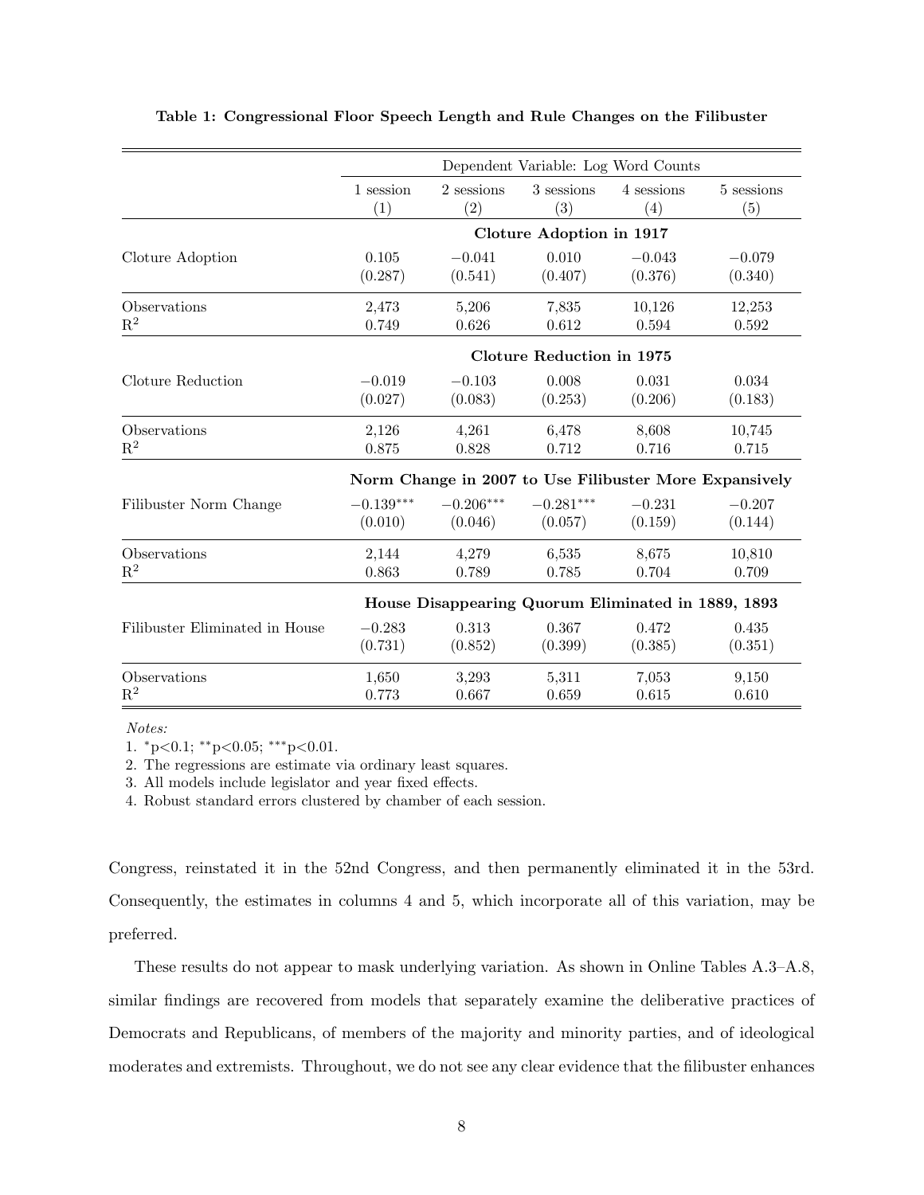**Table 1: Congressional Floor Speech Length and Rule Changes on the Filibuster**

| | Dependent Variable: Log Word Counts | | | | |
|---|---|---|---|---|---|
| | 1 session | 2 sessions | 3 sessions | 4 sessions | 5 sessions |
| | (1) | (2) | (3) | (4) | (5) |
| | **Cloture Adoption in 1917** | | | | |
| Cloture Adoption | 0.105 | −0.041 | 0.010 | −0.043 | −0.079 |
| | (0.287) | (0.541) | (0.407) | (0.376) | (0.340) |
| Observations | 2,473 | 5,206 | 7,835 | 10,126 | 12,253 |
| $R^2$ | 0.749 | 0.626 | 0.612 | 0.594 | 0.592 |
| | **Cloture Reduction in 1975** | | | | |
| Cloture Reduction | −0.019 | −0.103 | 0.008 | 0.031 | 0.034 |
| | (0.027) | (0.083) | (0.253) | (0.206) | (0.183) |
| Observations | 2,126 | 4,261 | 6,478 | 8,608 | 10,745 |
| $R^2$ | 0.875 | 0.828 | 0.712 | 0.716 | 0.715 |
| | **Norm Change in 2007 to Use Filibuster More Expansively** | | | | |
| Filibuster Norm Change | $-0.139^{***}$ | $-0.206^{***}$ | $-0.281^{***}$ | −0.231 | −0.207 |
| | (0.010) | (0.046) | (0.057) | (0.159) | (0.144) |
| Observations | 2,144 | 4,279 | 6,535 | 8,675 | 10,810 |
| $R^2$ | 0.863 | 0.789 | 0.785 | 0.704 | 0.709 |
| | **House Disappearing Quorum Eliminated in 1889, 1893** | | | | |
| Filibuster Eliminated in House | −0.283 | 0.313 | 0.367 | 0.472 | 0.435 |
| | (0.731) | (0.852) | (0.399) | (0.385) | (0.351) |
| Observations | 1,650 | 3,293 | 5,311 | 7,053 | 9,150 |
| $R^2$ | 0.773 | 0.667 | 0.659 | 0.615 | 0.610 |

*Notes:*

1. $^{*}$p<0.1; $^{**}$p<0.05; $^{***}$p<0.01.
2. The regressions are estimate via ordinary least squares.
3. All models include legislator and year fixed effects.
4. Robust standard errors clustered by chamber of each session.

Congress, reinstated it in the 52nd Congress, and then permanently eliminated it in the 53rd. Consequently, the estimates in columns 4 and 5, which incorporate all of this variation, may be preferred.

These results do not appear to mask underlying variation. As shown in Online Tables A.3–A.8, similar findings are recovered from models that separately examine the deliberative practices of Democrats and Republicans, of members of the majority and minority parties, and of ideological moderates and extremists. Throughout, we do not see any clear evidence that the filibuster enhances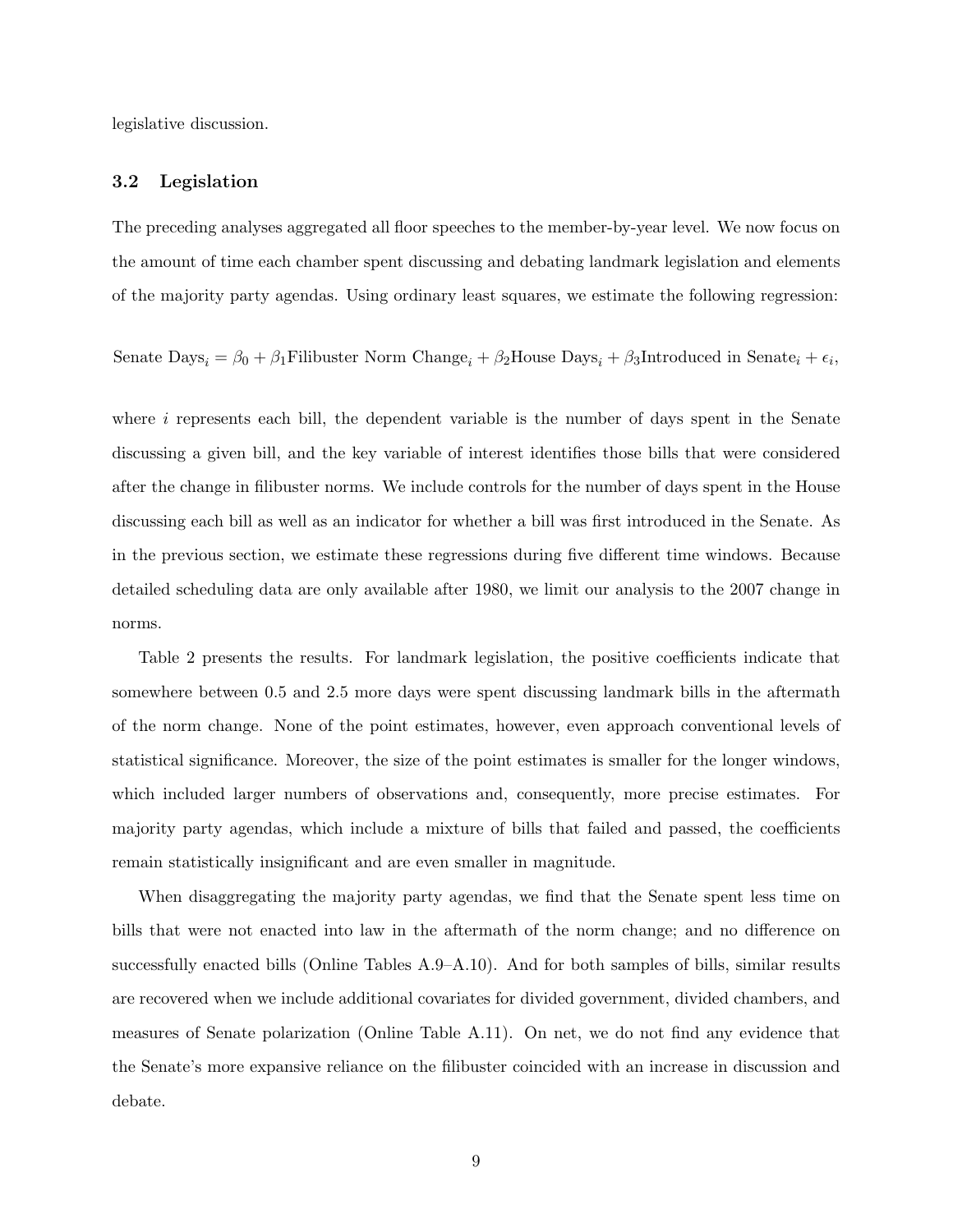legislative discussion.

### 3.2 Legislation

The preceding analyses aggregated all floor speeches to the member-by-year level. We now focus on the amount of time each chamber spent discussing and debating landmark legislation and elements of the majority party agendas. Using ordinary least squares, we estimate the following regression:

$$\text{Senate Days}_i = \beta_0 + \beta_1 \text{Filibuster Norm Change}_i + \beta_2 \text{House Days}_i + \beta_3 \text{Introduced in Senate}_i + \epsilon_i,$$

where $i$ represents each bill, the dependent variable is the number of days spent in the Senate discussing a given bill, and the key variable of interest identifies those bills that were considered after the change in filibuster norms. We include controls for the number of days spent in the House discussing each bill as well as an indicator for whether a bill was first introduced in the Senate. As in the previous section, we estimate these regressions during five different time windows. Because detailed scheduling data are only available after 1980, we limit our analysis to the 2007 change in norms.

Table 2 presents the results. For landmark legislation, the positive coefficients indicate that somewhere between 0.5 and 2.5 more days were spent discussing landmark bills in the aftermath of the norm change. None of the point estimates, however, even approach conventional levels of statistical significance. Moreover, the size of the point estimates is smaller for the longer windows, which included larger numbers of observations and, consequently, more precise estimates. For majority party agendas, which include a mixture of bills that failed and passed, the coefficients remain statistically insignificant and are even smaller in magnitude.

When disaggregating the majority party agendas, we find that the Senate spent less time on bills that were not enacted into law in the aftermath of the norm change; and no difference on successfully enacted bills (Online Tables A.9–A.10). And for both samples of bills, similar results are recovered when we include additional covariates for divided government, divided chambers, and measures of Senate polarization (Online Table A.11). On net, we do not find any evidence that the Senate's more expansive reliance on the filibuster coincided with an increase in discussion and debate.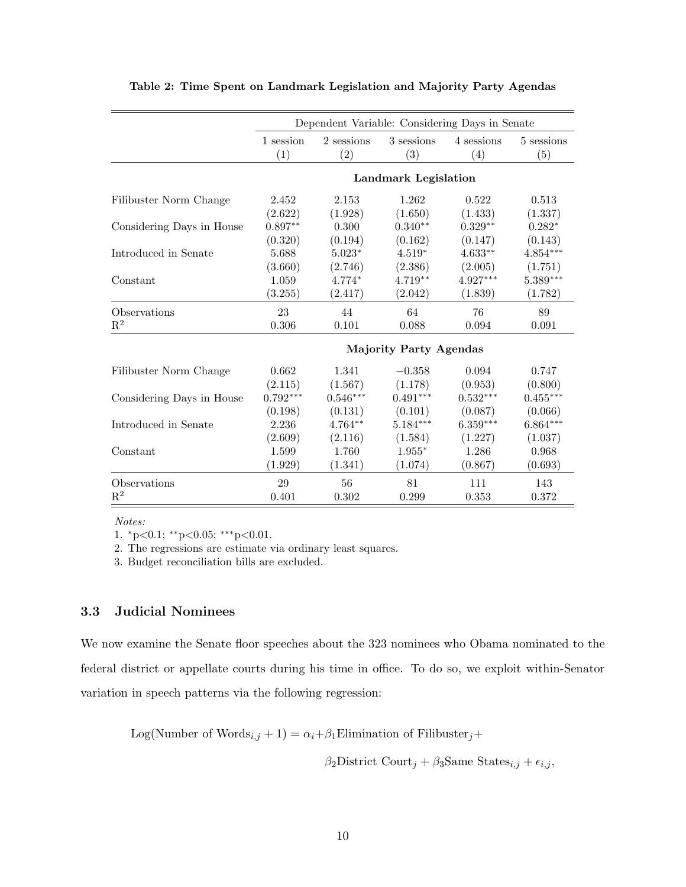**Table 2: Time Spent on Landmark Legislation and Majority Party Agendas**

| | Dependent Variable: Considering Days in Senate | | | | |
|---|---|---|---|---|---|
| | 1 session | 2 sessions | 3 sessions | 4 sessions | 5 sessions |
| | (1) | (2) | (3) | (4) | (5) |
| | **Landmark Legislation** | | | | |
| Filibuster Norm Change | 2.452 | 2.153 | 1.262 | 0.522 | 0.513 |
| | (2.622) | (1.928) | (1.650) | (1.433) | (1.337) |
| Considering Days in House | $0.897^{**}$ | 0.300 | $0.340^{**}$ | $0.329^{**}$ | $0.282^{*}$ |
| | (0.320) | (0.194) | (0.162) | (0.147) | (0.143) |
| Introduced in Senate | 5.688 | $5.023^{*}$ | $4.519^{*}$ | $4.633^{**}$ | $4.854^{***}$ |
| | (3.660) | (2.746) | (2.386) | (2.005) | (1.751) |
| Constant | 1.059 | $4.774^{*}$ | $4.719^{**}$ | $4.927^{***}$ | $5.389^{***}$ |
| | (3.255) | (2.417) | (2.042) | (1.839) | (1.782) |
| Observations | 23 | 44 | 64 | 76 | 89 |
| $R^2$ | 0.306 | 0.101 | 0.088 | 0.094 | 0.091 |
| | **Majority Party Agendas** | | | | |
| Filibuster Norm Change | 0.662 | 1.341 | −0.358 | 0.094 | 0.747 |
| | (2.115) | (1.567) | (1.178) | (0.953) | (0.800) |
| Considering Days in House | $0.792^{***}$ | $0.546^{***}$ | $0.491^{***}$ | $0.532^{***}$ | $0.455^{***}$ |
| | (0.198) | (0.131) | (0.101) | (0.087) | (0.066) |
| Introduced in Senate | 2.236 | $4.764^{**}$ | $5.184^{***}$ | $6.359^{***}$ | $6.864^{***}$ |
| | (2.609) | (2.116) | (1.584) | (1.227) | (1.037) |
| Constant | 1.599 | 1.760 | $1.955^{*}$ | 1.286 | 0.968 |
| | (1.929) | (1.341) | (1.074) | (0.867) | (0.693) |
| Observations | 29 | 56 | 81 | 111 | 143 |
| $R^2$ | 0.401 | 0.302 | 0.299 | 0.353 | 0.372 |

*Notes:*

1. $^{*}$p<0.1; $^{**}$p<0.05; $^{***}$p<0.01.
2. The regressions are estimate via ordinary least squares.
3. Budget reconciliation bills are excluded.

### 3.3 Judicial Nominees

We now examine the Senate floor speeches about the 323 nominees who Obama nominated to the federal district or appellate courts during his time in office. To do so, we exploit within-Senator variation in speech patterns via the following regression:

$$\text{Log}(\text{Number of Words}_{i,j} + 1) = \alpha_i + \beta_1 \text{Elimination of Filibuster}_j + \beta_2 \text{District Court}_j + \beta_3 \text{Same States}_{i,j} + \epsilon_{i,j},$$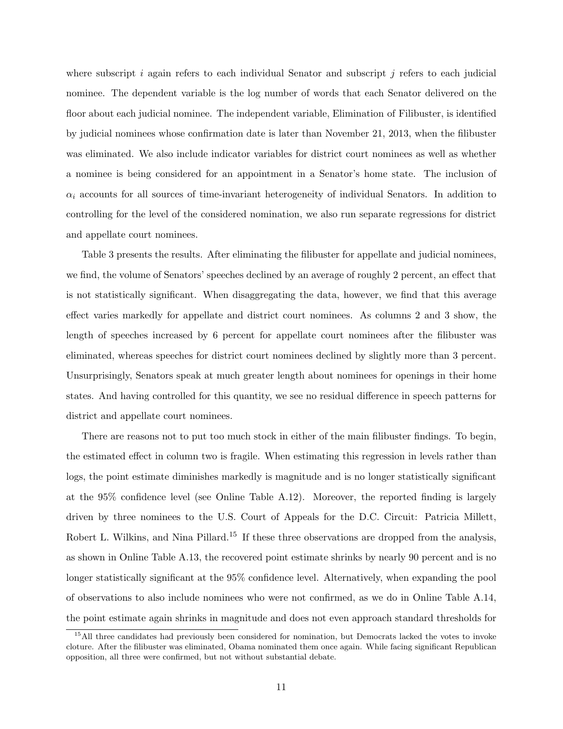where subscript $i$ again refers to each individual Senator and subscript $j$ refers to each judicial nominee. The dependent variable is the log number of words that each Senator delivered on the floor about each judicial nominee. The independent variable, Elimination of Filibuster, is identified by judicial nominees whose confirmation date is later than November 21, 2013, when the filibuster was eliminated. We also include indicator variables for district court nominees as well as whether a nominee is being considered for an appointment in a Senator's home state. The inclusion of $\alpha_i$ accounts for all sources of time-invariant heterogeneity of individual Senators. In addition to controlling for the level of the considered nomination, we also run separate regressions for district and appellate court nominees.

Table 3 presents the results. After eliminating the filibuster for appellate and judicial nominees, we find, the volume of Senators' speeches declined by an average of roughly 2 percent, an effect that is not statistically significant. When disaggregating the data, however, we find that this average effect varies markedly for appellate and district court nominees. As columns 2 and 3 show, the length of speeches increased by 6 percent for appellate court nominees after the filibuster was eliminated, whereas speeches for district court nominees declined by slightly more than 3 percent. Unsurprisingly, Senators speak at much greater length about nominees for openings in their home states. And having controlled for this quantity, we see no residual difference in speech patterns for district and appellate court nominees.

There are reasons not to put too much stock in either of the main filibuster findings. To begin, the estimated effect in column two is fragile. When estimating this regression in levels rather than logs, the point estimate diminishes markedly is magnitude and is no longer statistically significant at the 95% confidence level (see Online Table A.12). Moreover, the reported finding is largely driven by three nominees to the U.S. Court of Appeals for the D.C. Circuit: Patricia Millett, Robert L. Wilkins, and Nina Pillard.[15] If these three observations are dropped from the analysis, as shown in Online Table A.13, the recovered point estimate shrinks by nearly 90 percent and is no longer statistically significant at the 95% confidence level. Alternatively, when expanding the pool of observations to also include nominees who were not confirmed, as we do in Online Table A.14, the point estimate again shrinks in magnitude and does not even approach standard thresholds for

[15] All three candidates had previously been considered for nomination, but Democrats lacked the votes to invoke cloture. After the filibuster was eliminated, Obama nominated them once again. While facing significant Republican opposition, all three were confirmed, but not without substantial debate.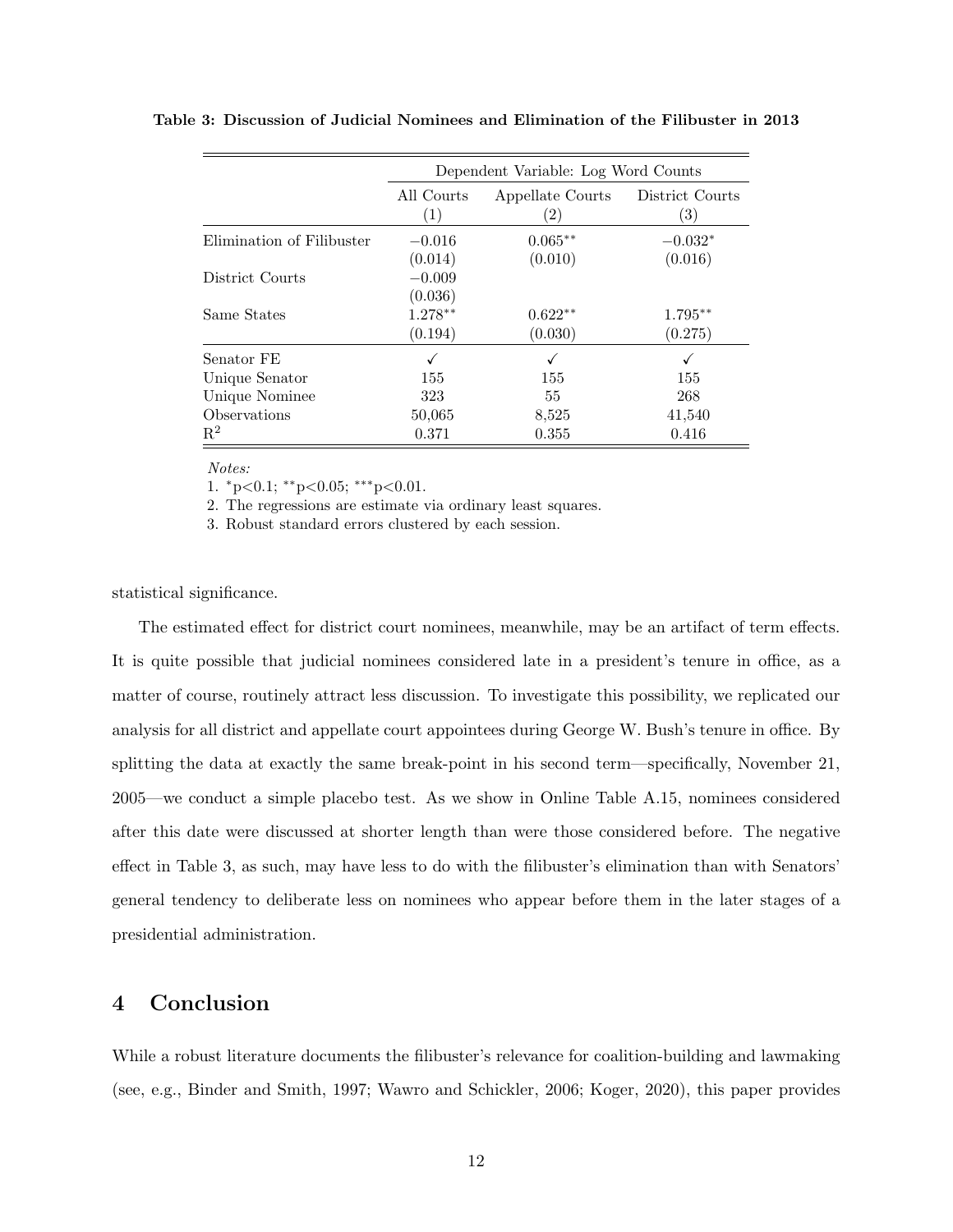**Table 3: Discussion of Judicial Nominees and Elimination of the Filibuster in 2013**

| | Dependent Variable: Log Word Counts | | |
|---|---|---|---|
| | All Courts (1) | Appellate Courts (2) | District Courts (3) |
| Elimination of Filibuster | $-0.016$ | $0.065^{**}$ | $-0.032^{*}$ |
| | (0.014) | (0.010) | (0.016) |
| District Courts | $-0.009$ | | |
| | (0.036) | | |
| Same States | $1.278^{**}$ | $0.622^{**}$ | $1.795^{**}$ |
| | (0.194) | (0.030) | (0.275) |
| Senator FE | ✓ | ✓ | ✓ |
| Unique Senator | 155 | 155 | 155 |
| Unique Nominee | 323 | 55 | 268 |
| Observations | 50,065 | 8,525 | 41,540 |
| $R^2$ | 0.371 | 0.355 | 0.416 |

*Notes:*

1. $^{*}$p<0.1; $^{**}$p<0.05; $^{***}$p<0.01.
2. The regressions are estimate via ordinary least squares.
3. Robust standard errors clustered by each session.

statistical significance.

The estimated effect for district court nominees, meanwhile, may be an artifact of term effects. It is quite possible that judicial nominees considered late in a president's tenure in office, as a matter of course, routinely attract less discussion. To investigate this possibility, we replicated our analysis for all district and appellate court appointees during George W. Bush's tenure in office. By splitting the data at exactly the same break-point in his second term—specifically, November 21, 2005—we conduct a simple placebo test. As we show in Online Table A.15, nominees considered after this date were discussed at shorter length than were those considered before. The negative effect in Table 3, as such, may have less to do with the filibuster's elimination than with Senators' general tendency to deliberate less on nominees who appear before them in the later stages of a presidential administration.

## 4 Conclusion

While a robust literature documents the filibuster's relevance for coalition-building and lawmaking (see, e.g., Binder and Smith, 1997; Wawro and Schickler, 2006; Koger, 2020), this paper provides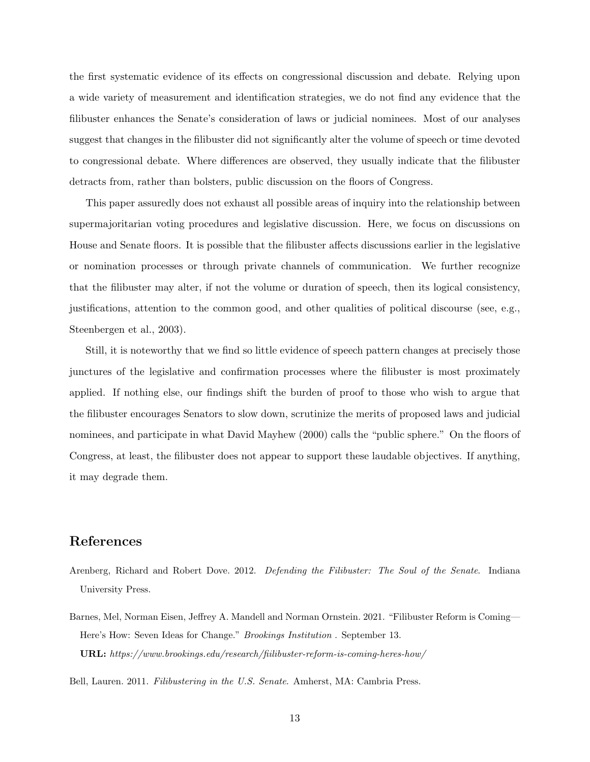the first systematic evidence of its effects on congressional discussion and debate. Relying upon a wide variety of measurement and identification strategies, we do not find any evidence that the filibuster enhances the Senate's consideration of laws or judicial nominees. Most of our analyses suggest that changes in the filibuster did not significantly alter the volume of speech or time devoted to congressional debate. Where differences are observed, they usually indicate that the filibuster detracts from, rather than bolsters, public discussion on the floors of Congress.

This paper assuredly does not exhaust all possible areas of inquiry into the relationship between supermajoritarian voting procedures and legislative discussion. Here, we focus on discussions on House and Senate floors. It is possible that the filibuster affects discussions earlier in the legislative or nomination processes or through private channels of communication. We further recognize that the filibuster may alter, if not the volume or duration of speech, then its logical consistency, justifications, attention to the common good, and other qualities of political discourse (see, e.g., Steenbergen et al., 2003).

Still, it is noteworthy that we find so little evidence of speech pattern changes at precisely those junctures of the legislative and confirmation processes where the filibuster is most proximately applied. If nothing else, our findings shift the burden of proof to those who wish to argue that the filibuster encourages Senators to slow down, scrutinize the merits of proposed laws and judicial nominees, and participate in what David Mayhew (2000) calls the "public sphere." On the floors of Congress, at least, the filibuster does not appear to support these laudable objectives. If anything, it may degrade them.

## References

Arenberg, Richard and Robert Dove. 2012. *Defending the Filibuster: The Soul of the Senate*. Indiana University Press.

Barnes, Mel, Norman Eisen, Jeffrey A. Mandell and Norman Ornstein. 2021. "Filibuster Reform is Coming—Here's How: Seven Ideas for Change." *Brookings Institution* . September 13.
**URL:** *https://www.brookings.edu/research/fiilibuster-reform-is-coming-heres-how/*

Bell, Lauren. 2011. *Filibustering in the U.S. Senate.* Amherst, MA: Cambria Press.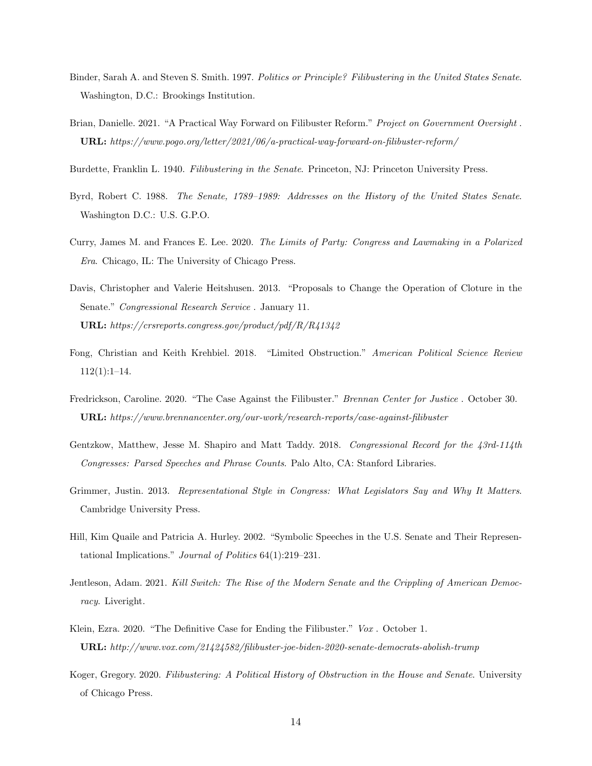Binder, Sarah A. and Steven S. Smith. 1997. *Politics or Principle? Filibustering in the United States Senate*. Washington, D.C.: Brookings Institution.

Brian, Danielle. 2021. "A Practical Way Forward on Filibuster Reform." *Project on Government Oversight* .
**URL:** *https://www.pogo.org/letter/2021/06/a-practical-way-forward-on-filibuster-reform/*

Burdette, Franklin L. 1940. *Filibustering in the Senate*. Princeton, NJ: Princeton University Press.

Byrd, Robert C. 1988. *The Senate, 1789–1989: Addresses on the History of the United States Senate*. Washington D.C.: U.S. G.P.O.

Curry, James M. and Frances E. Lee. 2020. *The Limits of Party: Congress and Lawmaking in a Polarized Era*. Chicago, IL: The University of Chicago Press.

Davis, Christopher and Valerie Heitshusen. 2013. "Proposals to Change the Operation of Cloture in the Senate." *Congressional Research Service* . January 11.
**URL:** *https://crsreports.congress.gov/product/pdf/R/R41342*

Fong, Christian and Keith Krehbiel. 2018. "Limited Obstruction." *American Political Science Review* 112(1):1–14.

Fredrickson, Caroline. 2020. "The Case Against the Filibuster." *Brennan Center for Justice* . October 30.
**URL:** *https://www.brennancenter.org/our-work/research-reports/case-against-filibuster*

Gentzkow, Matthew, Jesse M. Shapiro and Matt Taddy. 2018. *Congressional Record for the 43rd-114th Congresses: Parsed Speeches and Phrase Counts*. Palo Alto, CA: Stanford Libraries.

Grimmer, Justin. 2013. *Representational Style in Congress: What Legislators Say and Why It Matters*. Cambridge University Press.

Hill, Kim Quaile and Patricia A. Hurley. 2002. "Symbolic Speeches in the U.S. Senate and Their Representational Implications." *Journal of Politics* 64(1):219–231.

Jentleson, Adam. 2021. *Kill Switch: The Rise of the Modern Senate and the Crippling of American Democracy*. Liveright.

Klein, Ezra. 2020. "The Definitive Case for Ending the Filibuster." *Vox* . October 1.
**URL:** *http://www.vox.com/21424582/filibuster-joe-biden-2020-senate-democrats-abolish-trump*

Koger, Gregory. 2020. *Filibustering: A Political History of Obstruction in the House and Senate*. University of Chicago Press.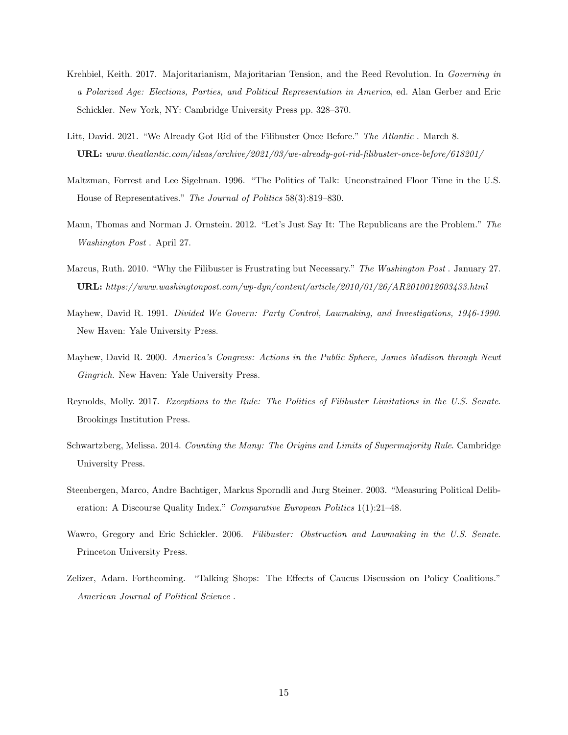Krehbiel, Keith. 2017. Majoritarianism, Majoritarian Tension, and the Reed Revolution. In *Governing in a Polarized Age: Elections, Parties, and Political Representation in America*, ed. Alan Gerber and Eric Schickler. New York, NY: Cambridge University Press pp. 328–370.

Litt, David. 2021. "We Already Got Rid of the Filibuster Once Before." *The Atlantic* . March 8.
**URL:** *www.theatlantic.com/ideas/archive/2021/03/we-already-got-rid-filibuster-once-before/618201/*

Maltzman, Forrest and Lee Sigelman. 1996. "The Politics of Talk: Unconstrained Floor Time in the U.S. House of Representatives." *The Journal of Politics* 58(3):819–830.

Mann, Thomas and Norman J. Ornstein. 2012. "Let's Just Say It: The Republicans are the Problem." *The Washington Post* . April 27.

Marcus, Ruth. 2010. "Why the Filibuster is Frustrating but Necessary." *The Washington Post* . January 27.
**URL:** *https://www.washingtonpost.com/wp-dyn/content/article/2010/01/26/AR2010012603433.html*

Mayhew, David R. 1991. *Divided We Govern: Party Control, Lawmaking, and Investigations, 1946-1990*. New Haven: Yale University Press.

Mayhew, David R. 2000. *America's Congress: Actions in the Public Sphere, James Madison through Newt Gingrich*. New Haven: Yale University Press.

Reynolds, Molly. 2017. *Exceptions to the Rule: The Politics of Filibuster Limitations in the U.S. Senate*. Brookings Institution Press.

Schwartzberg, Melissa. 2014. *Counting the Many: The Origins and Limits of Supermajority Rule*. Cambridge University Press.

Steenbergen, Marco, Andre Bachtiger, Markus Sporndli and Jurg Steiner. 2003. "Measuring Political Deliberation: A Discourse Quality Index." *Comparative European Politics* 1(1):21–48.

Wawro, Gregory and Eric Schickler. 2006. *Filibuster: Obstruction and Lawmaking in the U.S. Senate*. Princeton University Press.

Zelizer, Adam. Forthcoming. "Talking Shops: The Effects of Caucus Discussion on Policy Coalitions." *American Journal of Political Science* .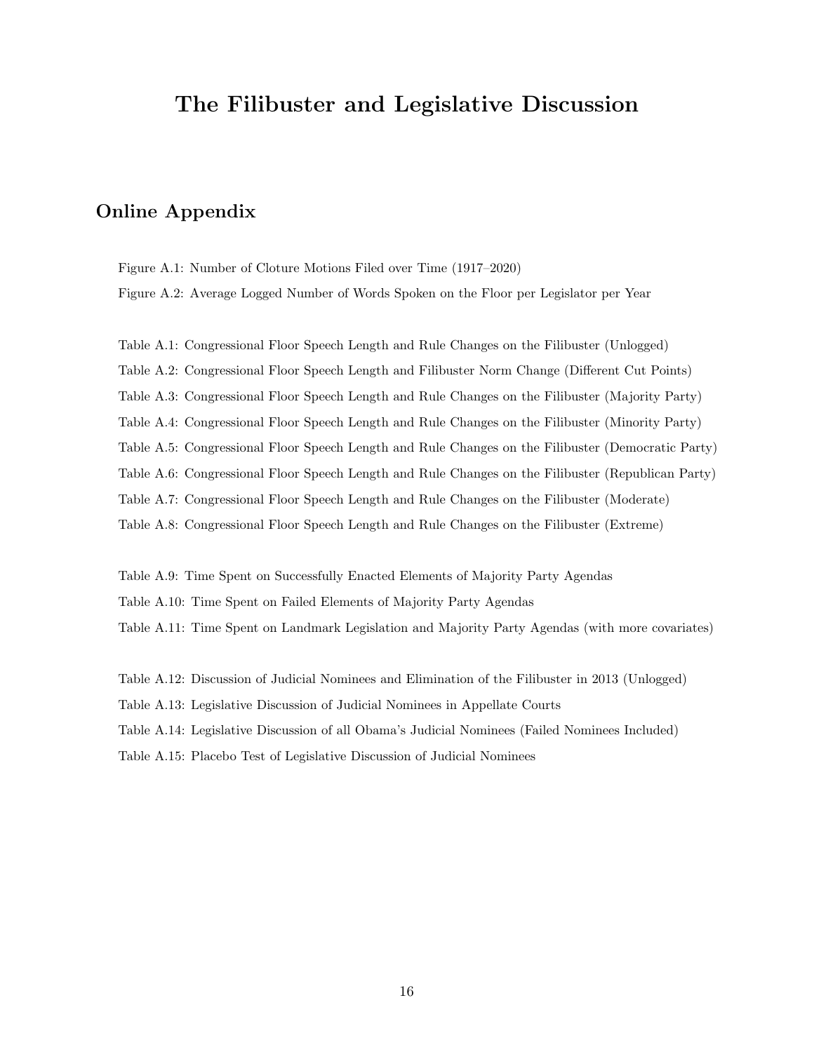# The Filibuster and Legislative Discussion

## Online Appendix

Figure A.1: Number of Cloture Motions Filed over Time (1917–2020)

Figure A.2: Average Logged Number of Words Spoken on the Floor per Legislator per Year

Table A.1: Congressional Floor Speech Length and Rule Changes on the Filibuster (Unlogged)

Table A.2: Congressional Floor Speech Length and Filibuster Norm Change (Different Cut Points)

Table A.3: Congressional Floor Speech Length and Rule Changes on the Filibuster (Majority Party)

Table A.4: Congressional Floor Speech Length and Rule Changes on the Filibuster (Minority Party)

Table A.5: Congressional Floor Speech Length and Rule Changes on the Filibuster (Democratic Party)

Table A.6: Congressional Floor Speech Length and Rule Changes on the Filibuster (Republican Party)

Table A.7: Congressional Floor Speech Length and Rule Changes on the Filibuster (Moderate)

Table A.8: Congressional Floor Speech Length and Rule Changes on the Filibuster (Extreme)

Table A.9: Time Spent on Successfully Enacted Elements of Majority Party Agendas

Table A.10: Time Spent on Failed Elements of Majority Party Agendas

Table A.11: Time Spent on Landmark Legislation and Majority Party Agendas (with more covariates)

Table A.12: Discussion of Judicial Nominees and Elimination of the Filibuster in 2013 (Unlogged)

Table A.13: Legislative Discussion of Judicial Nominees in Appellate Courts

Table A.14: Legislative Discussion of all Obama's Judicial Nominees (Failed Nominees Included)

Table A.15: Placebo Test of Legislative Discussion of Judicial Nominees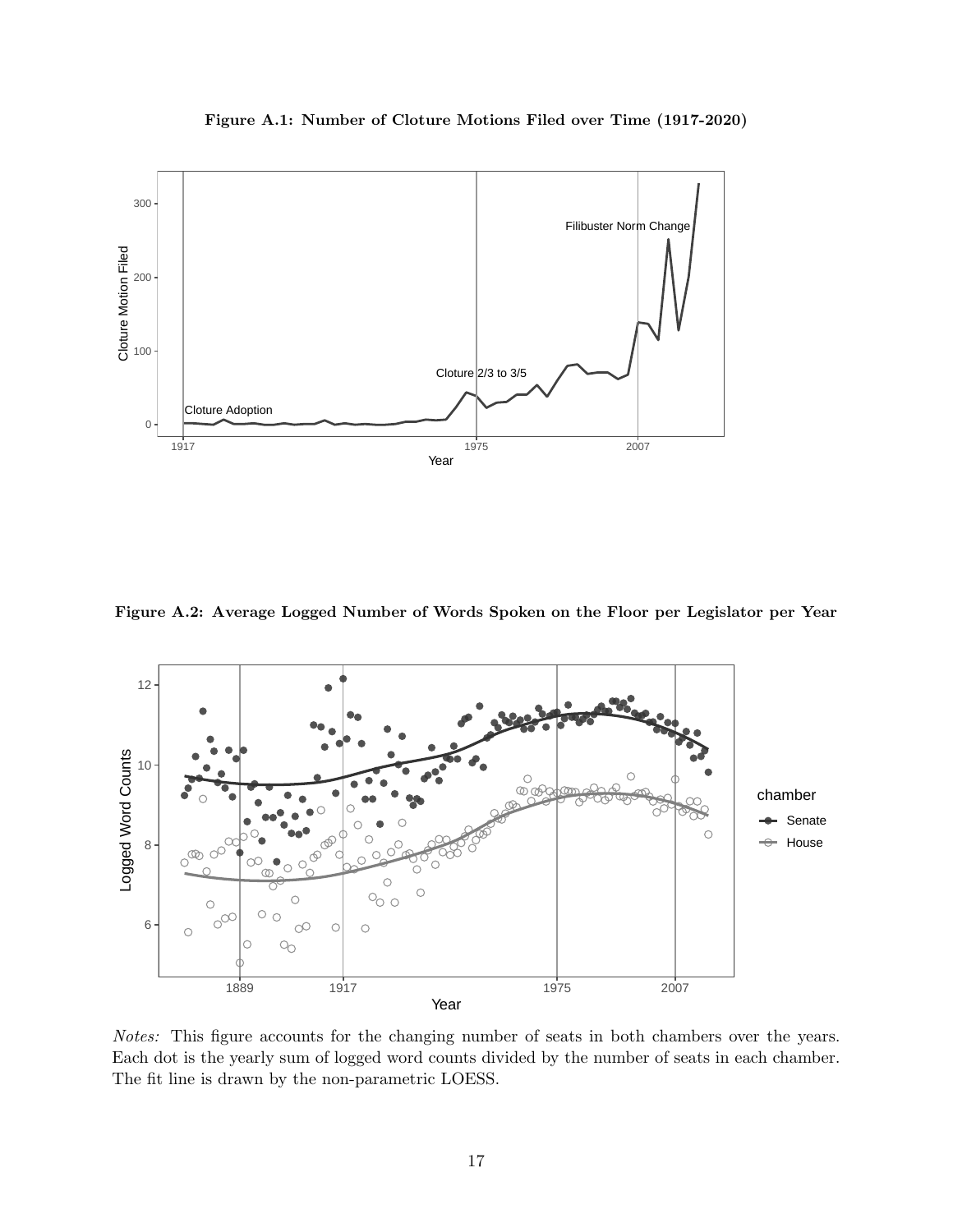**Figure A.1: Number of Cloture Motions Filed over Time (1917-2020)**

**Figure A.2: Average Logged Number of Words Spoken on the Floor per Legislator per Year**

*Notes:* This figure accounts for the changing number of seats in both chambers over the years. Each dot is the yearly sum of logged word counts divided by the number of seats in each chamber. The fit line is drawn by the non-parametric LOESS.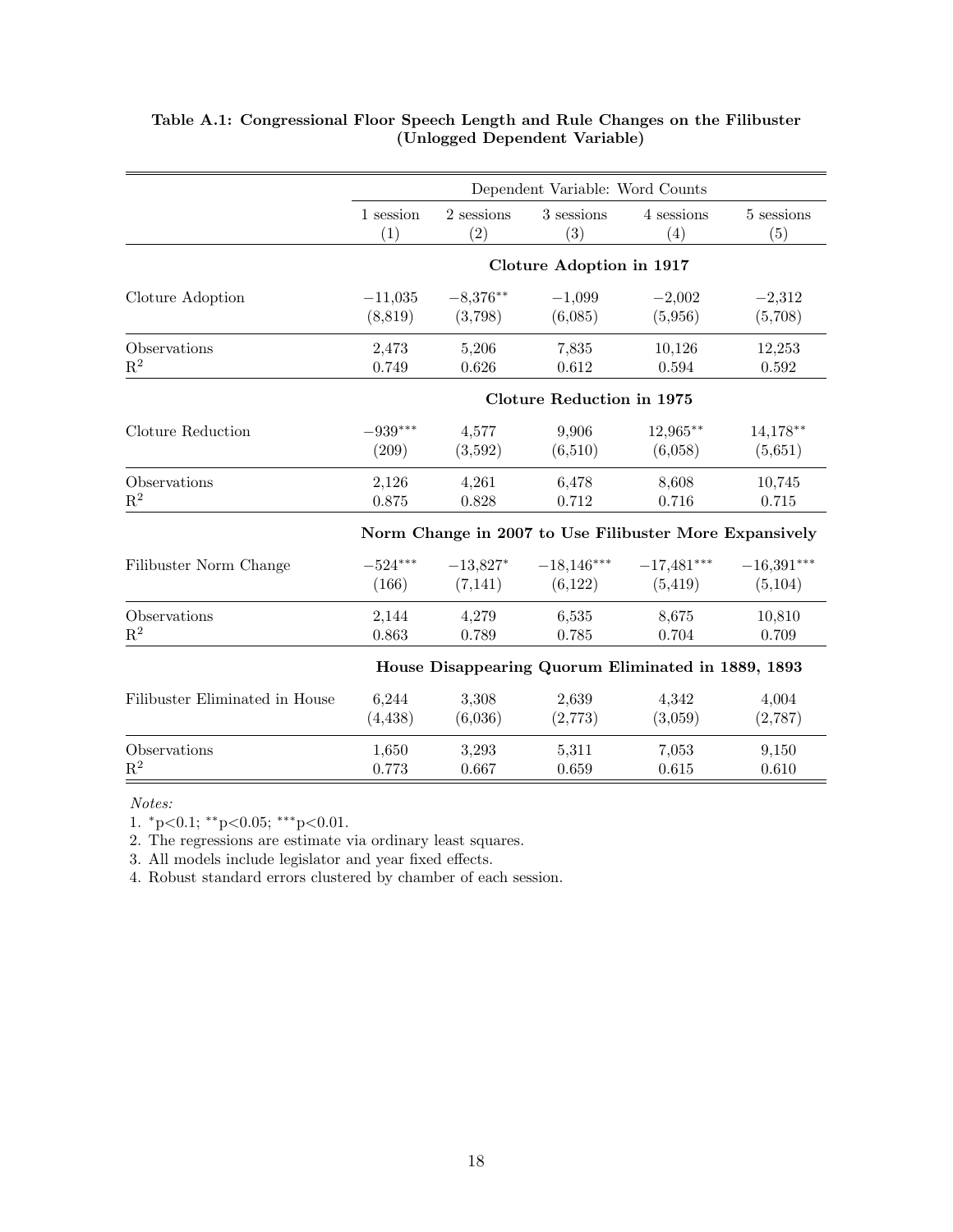**Table A.1: Congressional Floor Speech Length and Rule Changes on the Filibuster (Unlogged Dependent Variable)**

| | Dependent Variable: Word Counts | | | | |
|---|---|---|---|---|---|
| | 1 session | 2 sessions | 3 sessions | 4 sessions | 5 sessions |
| | (1) | (2) | (3) | (4) | (5) |
| | **Cloture Adoption in 1917** | | | | |
| Cloture Adoption | −11,035 | −8,376** | −1,099 | −2,002 | −2,312 |
| | (8,819) | (3,798) | (6,085) | (5,956) | (5,708) |
| Observations | 2,473 | 5,206 | 7,835 | 10,126 | 12,253 |
| $R^2$ | 0.749 | 0.626 | 0.612 | 0.594 | 0.592 |
| | **Cloture Reduction in 1975** | | | | |
| Cloture Reduction | −939*** | 4,577 | 9,906 | 12,965** | 14,178** |
| | (209) | (3,592) | (6,510) | (6,058) | (5,651) |
| Observations | 2,126 | 4,261 | 6,478 | 8,608 | 10,745 |
| $R^2$ | 0.875 | 0.828 | 0.712 | 0.716 | 0.715 |
| | **Norm Change in 2007 to Use Filibuster More Expansively** | | | | |
| Filibuster Norm Change | −524*** | −13,827* | −18,146*** | −17,481*** | −16,391*** |
| | (166) | (7,141) | (6,122) | (5,419) | (5,104) |
| Observations | 2,144 | 4,279 | 6,535 | 8,675 | 10,810 |
| $R^2$ | 0.863 | 0.789 | 0.785 | 0.704 | 0.709 |
| | **House Disappearing Quorum Eliminated in 1889, 1893** | | | | |
| Filibuster Eliminated in House | 6,244 | 3,308 | 2,639 | 4,342 | 4,004 |
| | (4,438) | (6,036) | (2,773) | (3,059) | (2,787) |
| Observations | 1,650 | 3,293 | 5,311 | 7,053 | 9,150 |
| $R^2$ | 0.773 | 0.667 | 0.659 | 0.615 | 0.610 |

*Notes:*

1. *p<0.1; **p<0.05; ***p<0.01.
2. The regressions are estimate via ordinary least squares.
3. All models include legislator and year fixed effects.
4. Robust standard errors clustered by chamber of each session.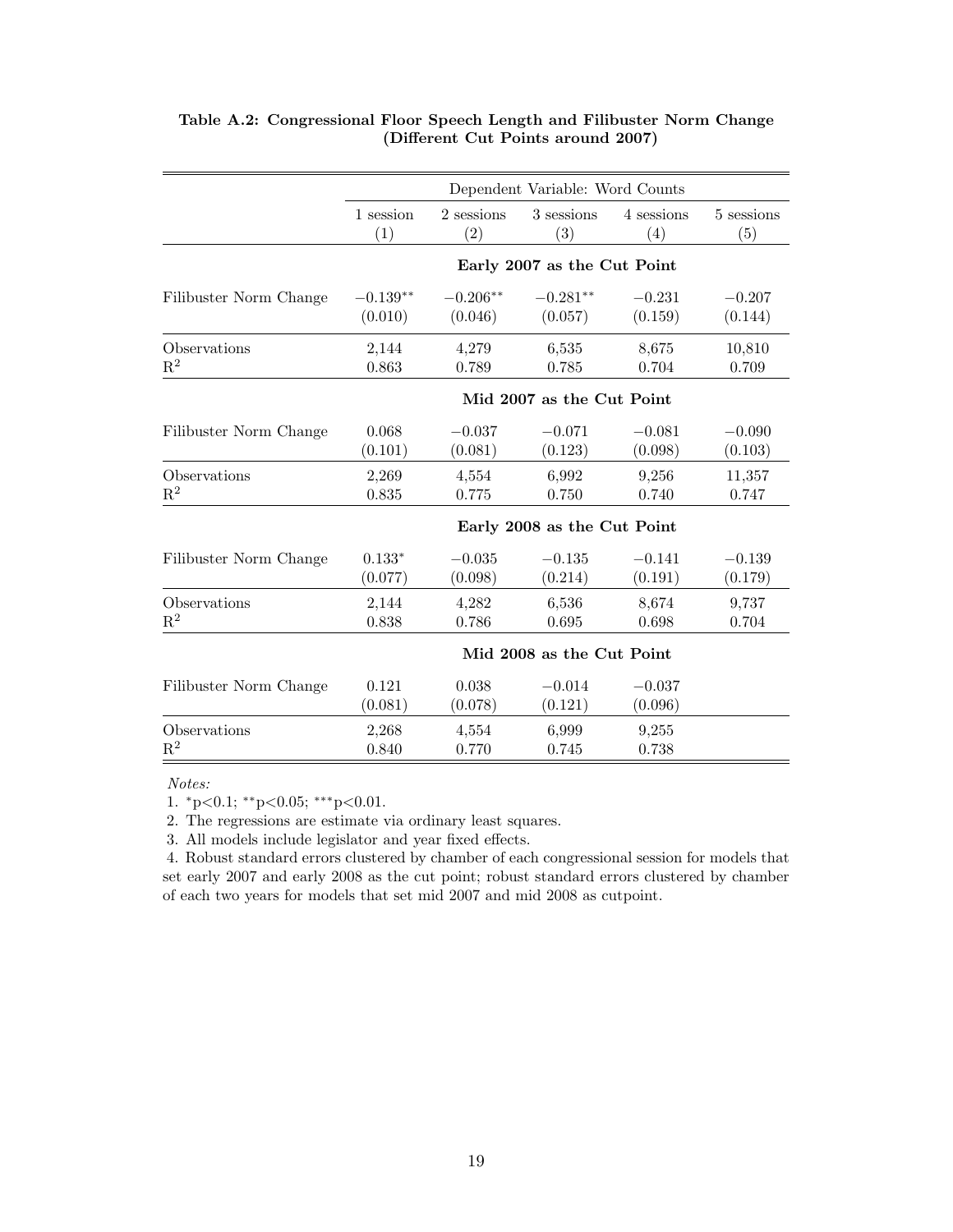**Table A.2: Congressional Floor Speech Length and Filibuster Norm Change (Different Cut Points around 2007)**

| | Dependent Variable: Word Counts | | | | |
|---|---|---|---|---|---|
| | 1 session | 2 sessions | 3 sessions | 4 sessions | 5 sessions |
| | (1) | (2) | (3) | (4) | (5) |
| | **Early 2007 as the Cut Point** | | | | |
| Filibuster Norm Change | $-0.139^{**}$ | $-0.206^{**}$ | $-0.281^{**}$ | $-0.231$ | $-0.207$ |
| | (0.010) | (0.046) | (0.057) | (0.159) | (0.144) |
| Observations | 2,144 | 4,279 | 6,535 | 8,675 | 10,810 |
| $R^2$ | 0.863 | 0.789 | 0.785 | 0.704 | 0.709 |
| | **Mid 2007 as the Cut Point** | | | | |
| Filibuster Norm Change | 0.068 | $-0.037$ | $-0.071$ | $-0.081$ | $-0.090$ |
| | (0.101) | (0.081) | (0.123) | (0.098) | (0.103) |
| Observations | 2,269 | 4,554 | 6,992 | 9,256 | 11,357 |
| $R^2$ | 0.835 | 0.775 | 0.750 | 0.740 | 0.747 |
| | **Early 2008 as the Cut Point** | | | | |
| Filibuster Norm Change | $0.133^{*}$ | $-0.035$ | $-0.135$ | $-0.141$ | $-0.139$ |
| | (0.077) | (0.098) | (0.214) | (0.191) | (0.179) |
| Observations | 2,144 | 4,282 | 6,536 | 8,674 | 9,737 |
| $R^2$ | 0.838 | 0.786 | 0.695 | 0.698 | 0.704 |
| | **Mid 2008 as the Cut Point** | | | | |
| Filibuster Norm Change | 0.121 | 0.038 | $-0.014$ | $-0.037$ | |
| | (0.081) | (0.078) | (0.121) | (0.096) | |
| Observations | 2,268 | 4,554 | 6,999 | 9,255 | |
| $R^2$ | 0.840 | 0.770 | 0.745 | 0.738 | |

*Notes:*

1. $^{*}$p<0.1; $^{**}$p<0.05; $^{***}$p<0.01.
2. The regressions are estimate via ordinary least squares.
3. All models include legislator and year fixed effects.
4. Robust standard errors clustered by chamber of each congressional session for models that set early 2007 and early 2008 as the cut point; robust standard errors clustered by chamber of each two years for models that set mid 2007 and mid 2008 as cutpoint.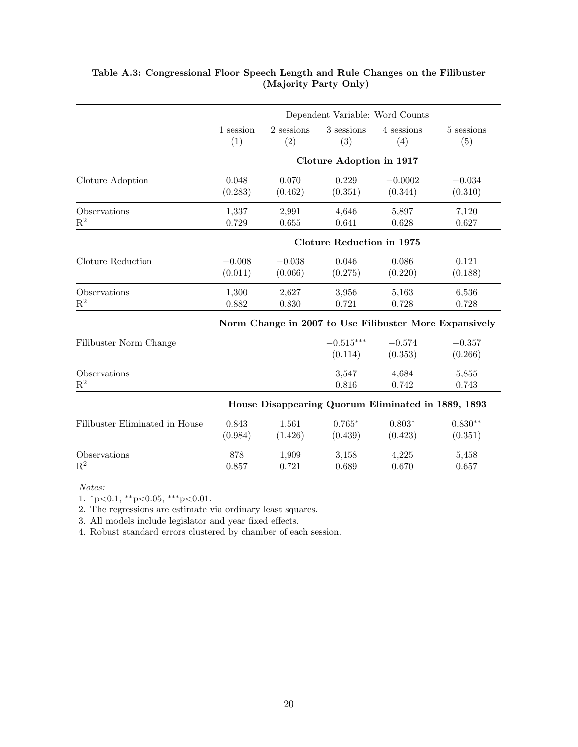**Table A.3: Congressional Floor Speech Length and Rule Changes on the Filibuster (Majority Party Only)**

| | Dependent Variable: Word Counts | | | | |
|---|---|---|---|---|---|
| | 1 session | 2 sessions | 3 sessions | 4 sessions | 5 sessions |
| | (1) | (2) | (3) | (4) | (5) |
| | **Cloture Adoption in 1917** | | | | |
| Cloture Adoption | 0.048 | 0.070 | 0.229 | −0.0002 | −0.034 |
| | (0.283) | (0.462) | (0.351) | (0.344) | (0.310) |
| Observations | 1,337 | 2,991 | 4,646 | 5,897 | 7,120 |
| $R^2$ | 0.729 | 0.655 | 0.641 | 0.628 | 0.627 |
| | **Cloture Reduction in 1975** | | | | |
| Cloture Reduction | −0.008 | −0.038 | 0.046 | 0.086 | 0.121 |
| | (0.011) | (0.066) | (0.275) | (0.220) | (0.188) |
| Observations | 1,300 | 2,627 | 3,956 | 5,163 | 6,536 |
| $R^2$ | 0.882 | 0.830 | 0.721 | 0.728 | 0.728 |
| | **Norm Change in 2007 to Use Filibuster More Expansively** | | | | |
| Filibuster Norm Change | | | $-0.515^{***}$ | −0.574 | −0.357 |
| | | | (0.114) | (0.353) | (0.266) |
| Observations | | | 3,547 | 4,684 | 5,855 |
| $R^2$ | | | 0.816 | 0.742 | 0.743 |
| | **House Disappearing Quorum Eliminated in 1889, 1893** | | | | |
| Filibuster Eliminated in House | 0.843 | 1.561 | $0.765^{*}$ | $0.803^{*}$ | $0.830^{**}$ |
| | (0.984) | (1.426) | (0.439) | (0.423) | (0.351) |
| Observations | 878 | 1,909 | 3,158 | 4,225 | 5,458 |
| $R^2$ | 0.857 | 0.721 | 0.689 | 0.670 | 0.657 |

*Notes:*

1. $^{*}$p<0.1; $^{**}$p<0.05; $^{***}$p<0.01.
2. The regressions are estimate via ordinary least squares.
3. All models include legislator and year fixed effects.
4. Robust standard errors clustered by chamber of each session.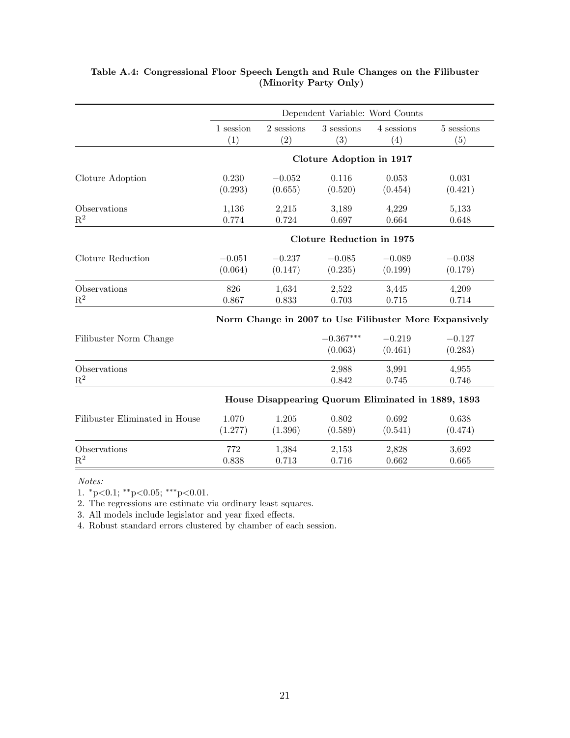**Table A.4: Congressional Floor Speech Length and Rule Changes on the Filibuster (Minority Party Only)**

| | Dependent Variable: Word Counts | | | | |
|---|---|---|---|---|---|
| | 1 session | 2 sessions | 3 sessions | 4 sessions | 5 sessions |
| | (1) | (2) | (3) | (4) | (5) |
| | **Cloture Adoption in 1917** | | | | |
| Cloture Adoption | 0.230 | −0.052 | 0.116 | 0.053 | 0.031 |
| | (0.293) | (0.655) | (0.520) | (0.454) | (0.421) |
| Observations | 1,136 | 2,215 | 3,189 | 4,229 | 5,133 |
| $R^2$ | 0.774 | 0.724 | 0.697 | 0.664 | 0.648 |
| | **Cloture Reduction in 1975** | | | | |
| Cloture Reduction | −0.051 | −0.237 | −0.085 | −0.089 | −0.038 |
| | (0.064) | (0.147) | (0.235) | (0.199) | (0.179) |
| Observations | 826 | 1,634 | 2,522 | 3,445 | 4,209 |
| $R^2$ | 0.867 | 0.833 | 0.703 | 0.715 | 0.714 |
| | **Norm Change in 2007 to Use Filibuster More Expansively** | | | | |
| Filibuster Norm Change | | | $-0.367^{***}$ | −0.219 | −0.127 |
| | | | (0.063) | (0.461) | (0.283) |
| Observations | | | 2,988 | 3,991 | 4,955 |
| $R^2$ | | | 0.842 | 0.745 | 0.746 |
| | **House Disappearing Quorum Eliminated in 1889, 1893** | | | | |
| Filibuster Eliminated in House | 1.070 | 1.205 | 0.802 | 0.692 | 0.638 |
| | (1.277) | (1.396) | (0.589) | (0.541) | (0.474) |
| Observations | 772 | 1,384 | 2,153 | 2,828 | 3,692 |
| $R^2$ | 0.838 | 0.713 | 0.716 | 0.662 | 0.665 |

*Notes:*

1. $^{*}$p<0.1; $^{**}$p<0.05; $^{***}$p<0.01.
2. The regressions are estimate via ordinary least squares.
3. All models include legislator and year fixed effects.
4. Robust standard errors clustered by chamber of each session.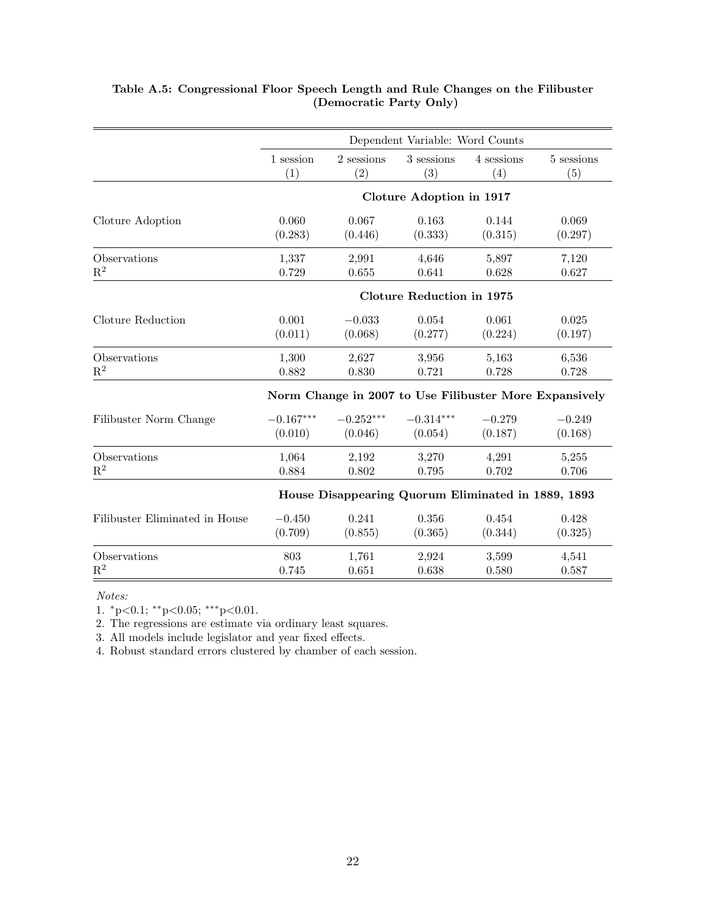**Table A.5: Congressional Floor Speech Length and Rule Changes on the Filibuster (Democratic Party Only)**

| | Dependent Variable: Word Counts | | | | |
|---|---|---|---|---|---|
| | 1 session (1) | 2 sessions (2) | 3 sessions (3) | 4 sessions (4) | 5 sessions (5) |
| | **Cloture Adoption in 1917** | | | | |
| Cloture Adoption | 0.060 | 0.067 | 0.163 | 0.144 | 0.069 |
| | (0.283) | (0.446) | (0.333) | (0.315) | (0.297) |
| Observations | 1,337 | 2,991 | 4,646 | 5,897 | 7,120 |
| $R^2$ | 0.729 | 0.655 | 0.641 | 0.628 | 0.627 |
| | **Cloture Reduction in 1975** | | | | |
| Cloture Reduction | 0.001 | −0.033 | 0.054 | 0.061 | 0.025 |
| | (0.011) | (0.068) | (0.277) | (0.224) | (0.197) |
| Observations | 1,300 | 2,627 | 3,956 | 5,163 | 6,536 |
| $R^2$ | 0.882 | 0.830 | 0.721 | 0.728 | 0.728 |
| | **Norm Change in 2007 to Use Filibuster More Expansively** | | | | |
| Filibuster Norm Change | −0.167*** | −0.252*** | −0.314*** | −0.279 | −0.249 |
| | (0.010) | (0.046) | (0.054) | (0.187) | (0.168) |
| Observations | 1,064 | 2,192 | 3,270 | 4,291 | 5,255 |
| $R^2$ | 0.884 | 0.802 | 0.795 | 0.702 | 0.706 |
| | **House Disappearing Quorum Eliminated in 1889, 1893** | | | | |
| Filibuster Eliminated in House | −0.450 | 0.241 | 0.356 | 0.454 | 0.428 |
| | (0.709) | (0.855) | (0.365) | (0.344) | (0.325) |
| Observations | 803 | 1,761 | 2,924 | 3,599 | 4,541 |
| $R^2$ | 0.745 | 0.651 | 0.638 | 0.580 | 0.587 |

*Notes:*

1. *p<0.1; **p<0.05; ***p<0.01.
2. The regressions are estimate via ordinary least squares.
3. All models include legislator and year fixed effects.
4. Robust standard errors clustered by chamber of each session.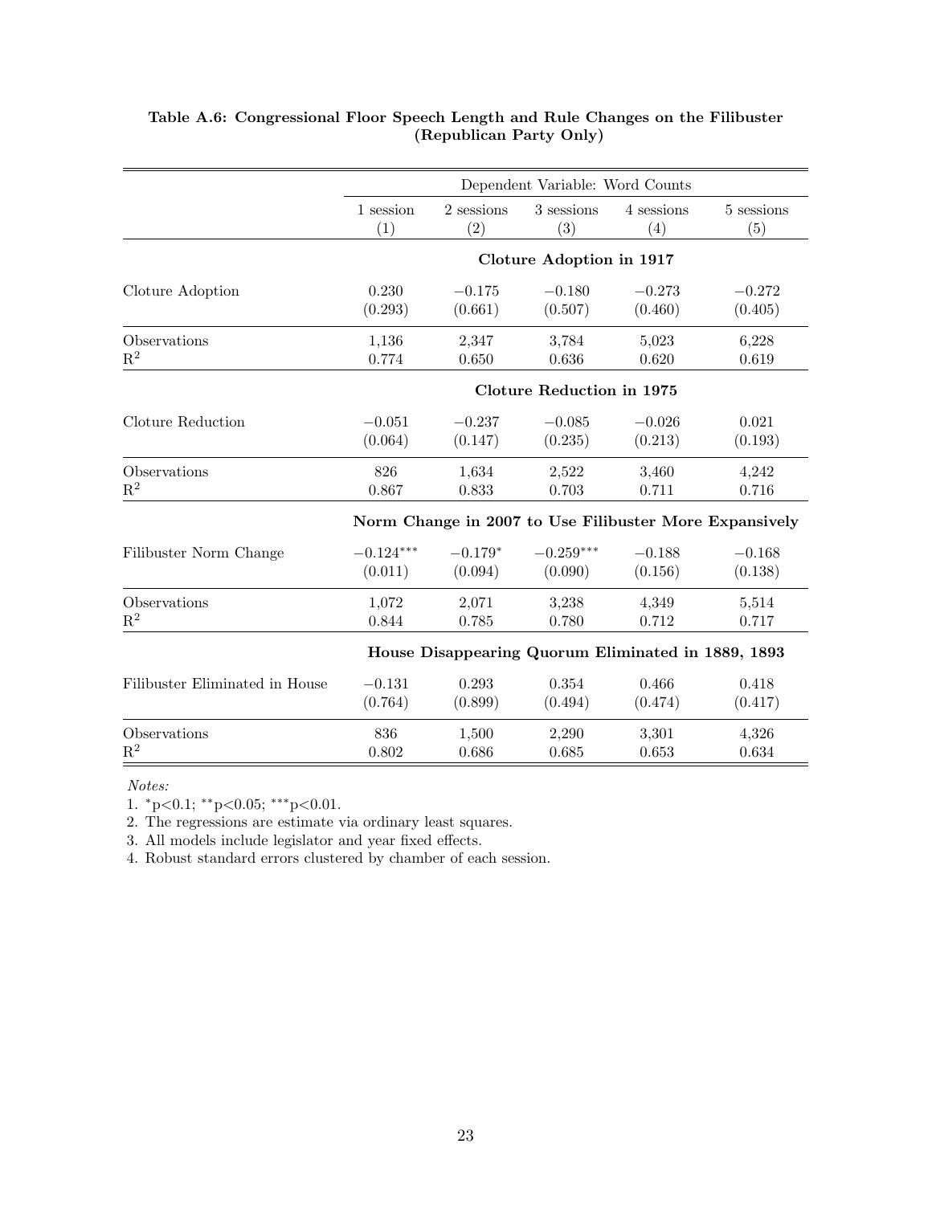**Table A.6: Congressional Floor Speech Length and Rule Changes on the Filibuster (Republican Party Only)**

| | Dependent Variable: Word Counts | | | | |
|---|---|---|---|---|---|
| | 1 session | 2 sessions | 3 sessions | 4 sessions | 5 sessions |
| | (1) | (2) | (3) | (4) | (5) |
| | **Cloture Adoption in 1917** | | | | |
| Cloture Adoption | 0.230 | −0.175 | −0.180 | −0.273 | −0.272 |
| | (0.293) | (0.661) | (0.507) | (0.460) | (0.405) |
| Observations | 1,136 | 2,347 | 3,784 | 5,023 | 6,228 |
| $R^2$ | 0.774 | 0.650 | 0.636 | 0.620 | 0.619 |
| | **Cloture Reduction in 1975** | | | | |
| Cloture Reduction | −0.051 | −0.237 | −0.085 | −0.026 | 0.021 |
| | (0.064) | (0.147) | (0.235) | (0.213) | (0.193) |
| Observations | 826 | 1,634 | 2,522 | 3,460 | 4,242 |
| $R^2$ | 0.867 | 0.833 | 0.703 | 0.711 | 0.716 |
| | **Norm Change in 2007 to Use Filibuster More Expansively** | | | | |
| Filibuster Norm Change | $-0.124^{***}$ | $-0.179^{*}$ | $-0.259^{***}$ | −0.188 | −0.168 |
| | (0.011) | (0.094) | (0.090) | (0.156) | (0.138) |
| Observations | 1,072 | 2,071 | 3,238 | 4,349 | 5,514 |
| $R^2$ | 0.844 | 0.785 | 0.780 | 0.712 | 0.717 |
| | **House Disappearing Quorum Eliminated in 1889, 1893** | | | | |
| Filibuster Eliminated in House | −0.131 | 0.293 | 0.354 | 0.466 | 0.418 |
| | (0.764) | (0.899) | (0.494) | (0.474) | (0.417) |
| Observations | 836 | 1,500 | 2,290 | 3,301 | 4,326 |
| $R^2$ | 0.802 | 0.686 | 0.685 | 0.653 | 0.634 |

*Notes:*

1. $^{*}$p<0.1; $^{**}$p<0.05; $^{***}$p<0.01.
2. The regressions are estimate via ordinary least squares.
3. All models include legislator and year fixed effects.
4. Robust standard errors clustered by chamber of each session.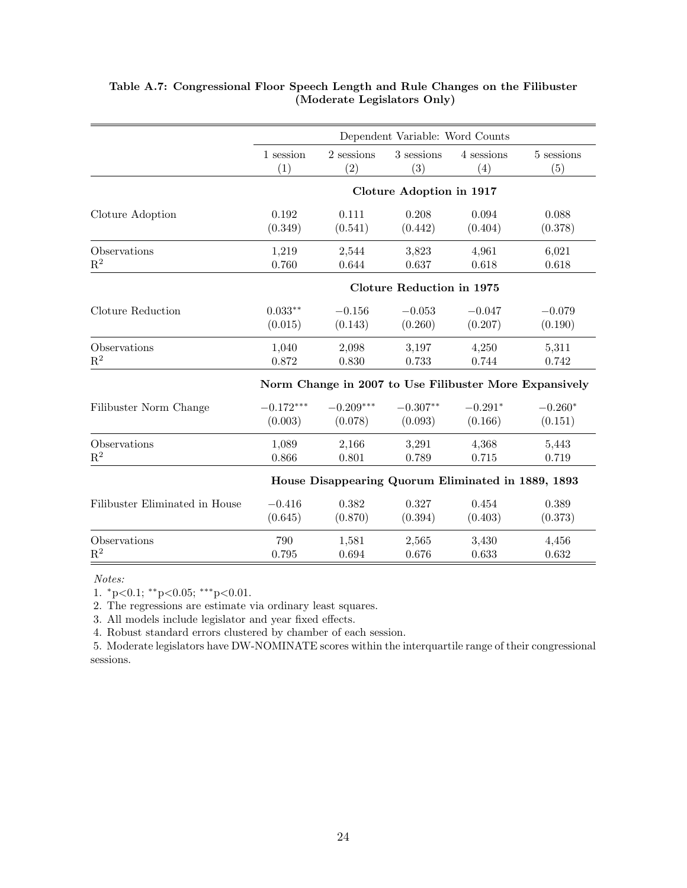**Table A.7: Congressional Floor Speech Length and Rule Changes on the Filibuster (Moderate Legislators Only)**

| | Dependent Variable: Word Counts | | | | |
|---|---|---|---|---|---|
| | 1 session | 2 sessions | 3 sessions | 4 sessions | 5 sessions |
| | (1) | (2) | (3) | (4) | (5) |
| | **Cloture Adoption in 1917** | | | | |
| Cloture Adoption | 0.192 | 0.111 | 0.208 | 0.094 | 0.088 |
| | (0.349) | (0.541) | (0.442) | (0.404) | (0.378) |
| Observations | 1,219 | 2,544 | 3,823 | 4,961 | 6,021 |
| $R^2$ | 0.760 | 0.644 | 0.637 | 0.618 | 0.618 |
| | **Cloture Reduction in 1975** | | | | |
| Cloture Reduction | $0.033^{**}$ | $-0.156$ | $-0.053$ | $-0.047$ | $-0.079$ |
| | (0.015) | (0.143) | (0.260) | (0.207) | (0.190) |
| Observations | 1,040 | 2,098 | 3,197 | 4,250 | 5,311 |
| $R^2$ | 0.872 | 0.830 | 0.733 | 0.744 | 0.742 |
| | **Norm Change in 2007 to Use Filibuster More Expansively** | | | | |
| Filibuster Norm Change | $-0.172^{***}$ | $-0.209^{***}$ | $-0.307^{**}$ | $-0.291^{*}$ | $-0.260^{*}$ |
| | (0.003) | (0.078) | (0.093) | (0.166) | (0.151) |
| Observations | 1,089 | 2,166 | 3,291 | 4,368 | 5,443 |
| $R^2$ | 0.866 | 0.801 | 0.789 | 0.715 | 0.719 |
| | **House Disappearing Quorum Eliminated in 1889, 1893** | | | | |
| Filibuster Eliminated in House | $-0.416$ | 0.382 | 0.327 | 0.454 | 0.389 |
| | (0.645) | (0.870) | (0.394) | (0.403) | (0.373) |
| Observations | 790 | 1,581 | 2,565 | 3,430 | 4,456 |
| $R^2$ | 0.795 | 0.694 | 0.676 | 0.633 | 0.632 |

*Notes:*

1. $^{*}p<0.1$; $^{**}p<0.05$; $^{***}p<0.01$.
2. The regressions are estimate via ordinary least squares.
3. All models include legislator and year fixed effects.
4. Robust standard errors clustered by chamber of each session.
5. Moderate legislators have DW-NOMINATE scores within the interquartile range of their congressional sessions.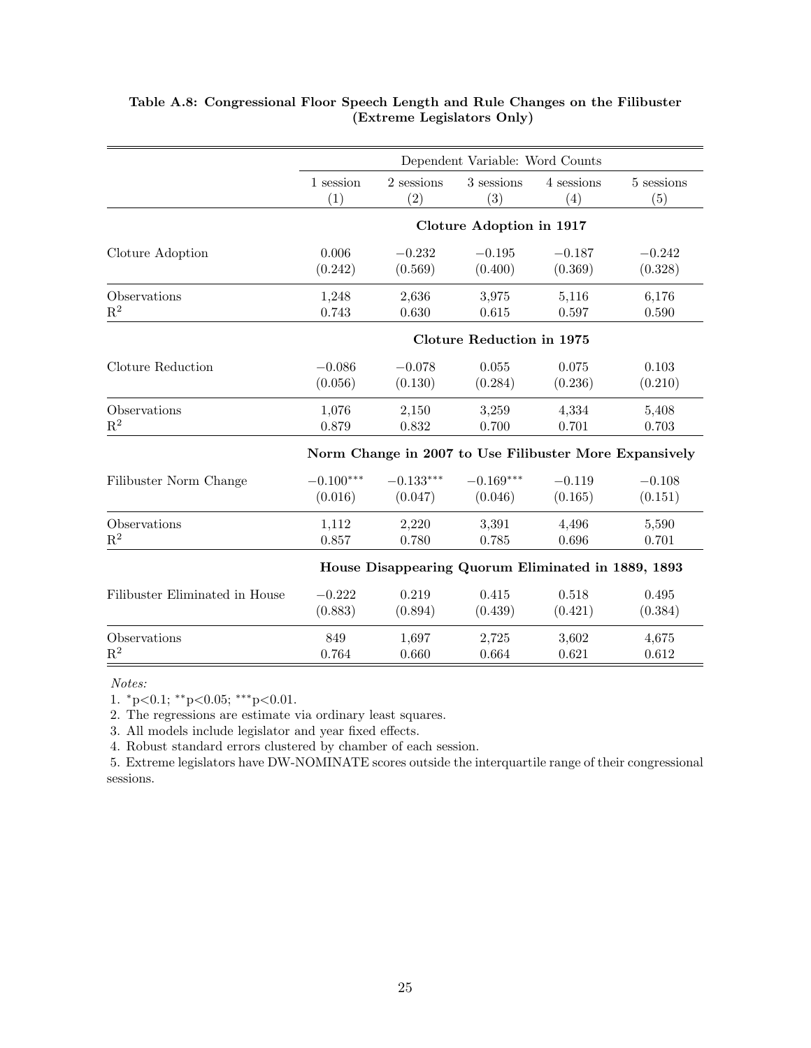**Table A.8: Congressional Floor Speech Length and Rule Changes on the Filibuster (Extreme Legislators Only)**

| | Dependent Variable: Word Counts | | | | |
|---|---|---|---|---|---|
| | 1 session | 2 sessions | 3 sessions | 4 sessions | 5 sessions |
| | (1) | (2) | (3) | (4) | (5) |
| | **Cloture Adoption in 1917** | | | | |
| Cloture Adoption | 0.006 | −0.232 | −0.195 | −0.187 | −0.242 |
| | (0.242) | (0.569) | (0.400) | (0.369) | (0.328) |
| Observations | 1,248 | 2,636 | 3,975 | 5,116 | 6,176 |
| $R^2$ | 0.743 | 0.630 | 0.615 | 0.597 | 0.590 |
| | **Cloture Reduction in 1975** | | | | |
| Cloture Reduction | −0.086 | −0.078 | 0.055 | 0.075 | 0.103 |
| | (0.056) | (0.130) | (0.284) | (0.236) | (0.210) |
| Observations | 1,076 | 2,150 | 3,259 | 4,334 | 5,408 |
| $R^2$ | 0.879 | 0.832 | 0.700 | 0.701 | 0.703 |
| | **Norm Change in 2007 to Use Filibuster More Expansively** | | | | |
| Filibuster Norm Change | $-0.100^{***}$ | $-0.133^{***}$ | $-0.169^{***}$ | −0.119 | −0.108 |
| | (0.016) | (0.047) | (0.046) | (0.165) | (0.151) |
| Observations | 1,112 | 2,220 | 3,391 | 4,496 | 5,590 |
| $R^2$ | 0.857 | 0.780 | 0.785 | 0.696 | 0.701 |
| | **House Disappearing Quorum Eliminated in 1889, 1893** | | | | |
| Filibuster Eliminated in House | −0.222 | 0.219 | 0.415 | 0.518 | 0.495 |
| | (0.883) | (0.894) | (0.439) | (0.421) | (0.384) |
| Observations | 849 | 1,697 | 2,725 | 3,602 | 4,675 |
| $R^2$ | 0.764 | 0.660 | 0.664 | 0.621 | 0.612 |

*Notes:*

1. $^{*}$p<0.1; $^{**}$p<0.05; $^{***}$p<0.01.
2. The regressions are estimate via ordinary least squares.
3. All models include legislator and year fixed effects.
4. Robust standard errors clustered by chamber of each session.
5. Extreme legislators have DW-NOMINATE scores outside the interquartile range of their congressional sessions.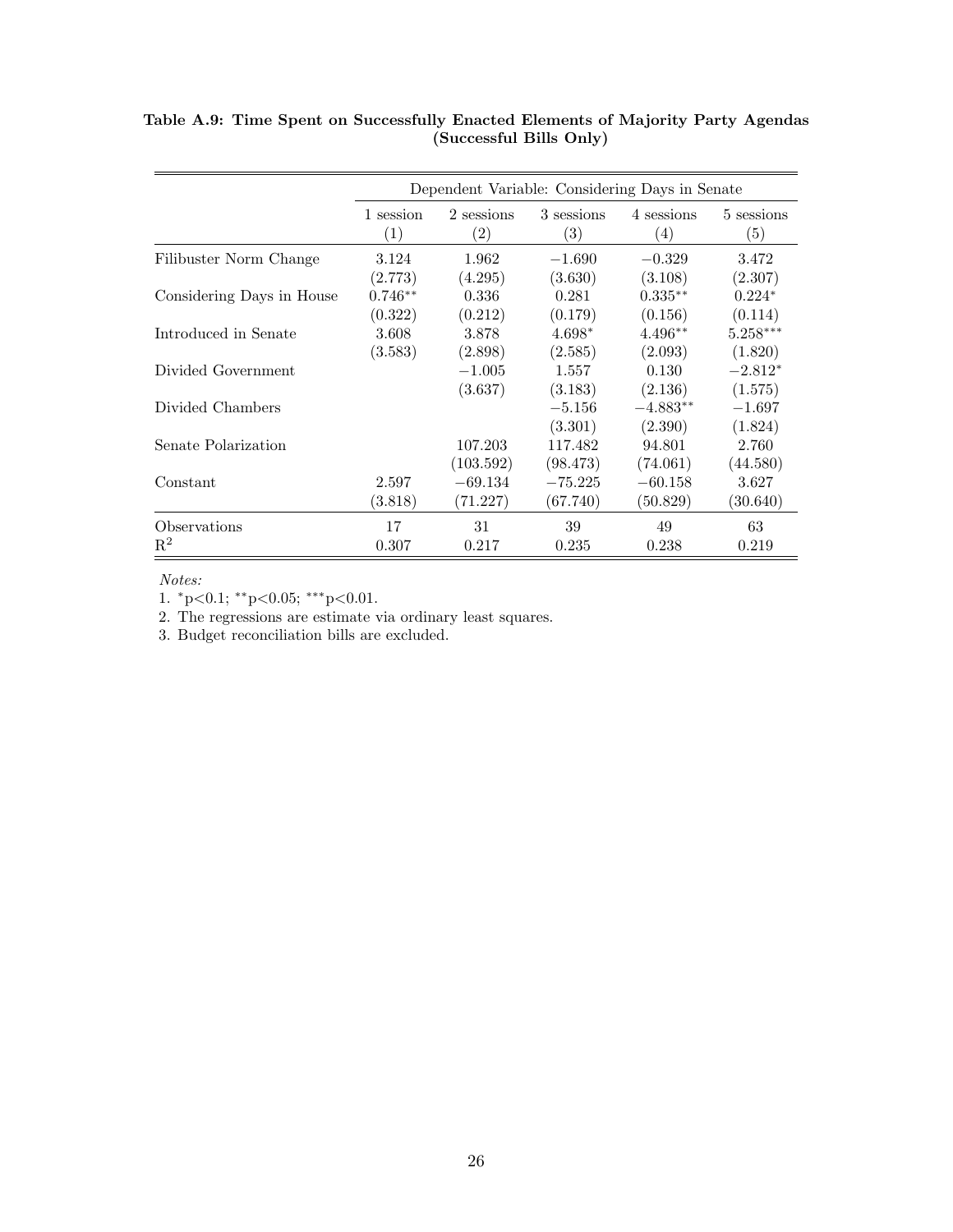**Table A.9: Time Spent on Successfully Enacted Elements of Majority Party Agendas (Successful Bills Only)**

| | Dependent Variable: Considering Days in Senate | | | | |
|---|---|---|---|---|---|
| | 1 session | 2 sessions | 3 sessions | 4 sessions | 5 sessions |
| | (1) | (2) | (3) | (4) | (5) |
| Filibuster Norm Change | 3.124 | 1.962 | −1.690 | −0.329 | 3.472 |
| | (2.773) | (4.295) | (3.630) | (3.108) | (2.307) |
| Considering Days in House | 0.746** | 0.336 | 0.281 | 0.335** | 0.224* |
| | (0.322) | (0.212) | (0.179) | (0.156) | (0.114) |
| Introduced in Senate | 3.608 | 3.878 | 4.698* | 4.496** | 5.258*** |
| | (3.583) | (2.898) | (2.585) | (2.093) | (1.820) |
| Divided Government | | −1.005 | 1.557 | 0.130 | −2.812* |
| | | (3.637) | (3.183) | (2.136) | (1.575) |
| Divided Chambers | | | −5.156 | −4.883** | −1.697 |
| | | | (3.301) | (2.390) | (1.824) |
| Senate Polarization | | 107.203 | 117.482 | 94.801 | 2.760 |
| | | (103.592) | (98.473) | (74.061) | (44.580) |
| Constant | 2.597 | −69.134 | −75.225 | −60.158 | 3.627 |
| | (3.818) | (71.227) | (67.740) | (50.829) | (30.640) |
| Observations | 17 | 31 | 39 | 49 | 63 |
| $R^2$ | 0.307 | 0.217 | 0.235 | 0.238 | 0.219 |

*Notes:*

1. *p<0.1; **p<0.05; ***p<0.01.
2. The regressions are estimate via ordinary least squares.
3. Budget reconciliation bills are excluded.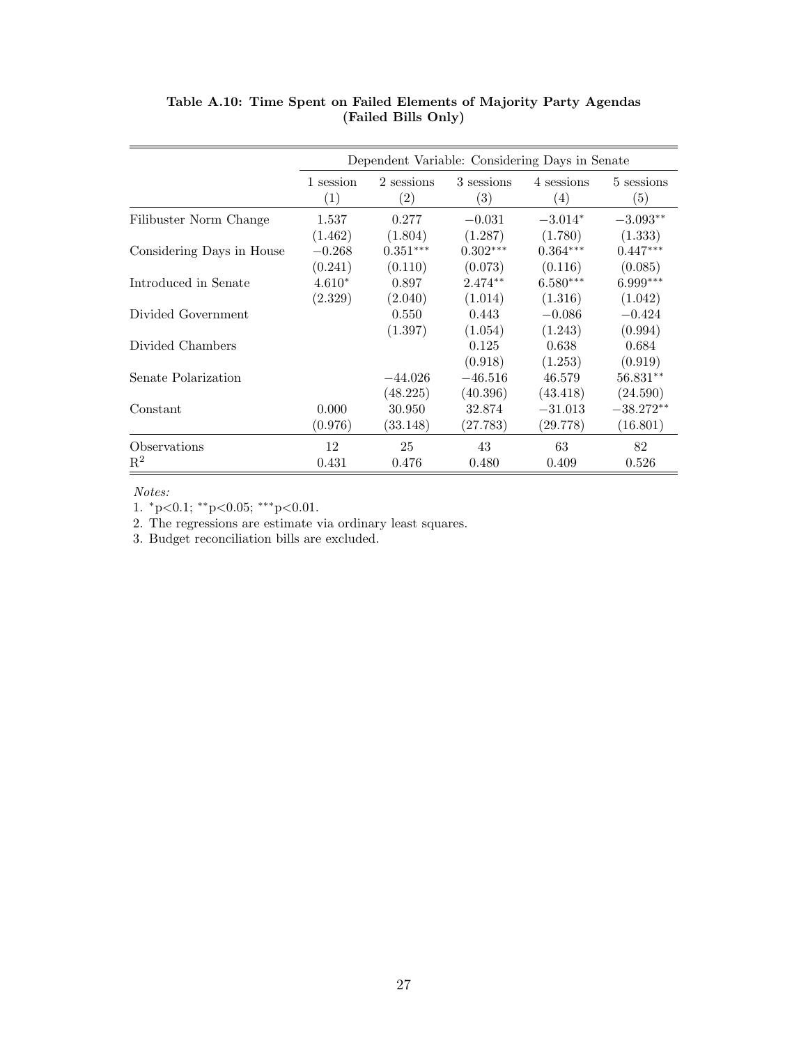**Table A.10: Time Spent on Failed Elements of Majority Party Agendas (Failed Bills Only)**

| | Dependent Variable: Considering Days in Senate | | | | |
|---|---|---|---|---|---|
| | 1 session<br>(1) | 2 sessions<br>(2) | 3 sessions<br>(3) | 4 sessions<br>(4) | 5 sessions<br>(5) |
| Filibuster Norm Change | 1.537 | 0.277 | −0.031 | −3.014* | −3.093** |
| | (1.462) | (1.804) | (1.287) | (1.780) | (1.333) |
| Considering Days in House | −0.268 | 0.351*** | 0.302*** | 0.364*** | 0.447*** |
| | (0.241) | (0.110) | (0.073) | (0.116) | (0.085) |
| Introduced in Senate | 4.610* | 0.897 | 2.474** | 6.580*** | 6.999*** |
| | (2.329) | (2.040) | (1.014) | (1.316) | (1.042) |
| Divided Government | | 0.550 | 0.443 | −0.086 | −0.424 |
| | | (1.397) | (1.054) | (1.243) | (0.994) |
| Divided Chambers | | | 0.125 | 0.638 | 0.684 |
| | | | (0.918) | (1.253) | (0.919) |
| Senate Polarization | | −44.026 | −46.516 | 46.579 | 56.831** |
| | | (48.225) | (40.396) | (43.418) | (24.590) |
| Constant | 0.000 | 30.950 | 32.874 | −31.013 | −38.272** |
| | (0.976) | (33.148) | (27.783) | (29.778) | (16.801) |
| Observations | 12 | 25 | 43 | 63 | 82 |
| $R^2$ | 0.431 | 0.476 | 0.480 | 0.409 | 0.526 |

*Notes:*

1. *p<0.1; **p<0.05; ***p<0.01.
2. The regressions are estimate via ordinary least squares.
3. Budget reconciliation bills are excluded.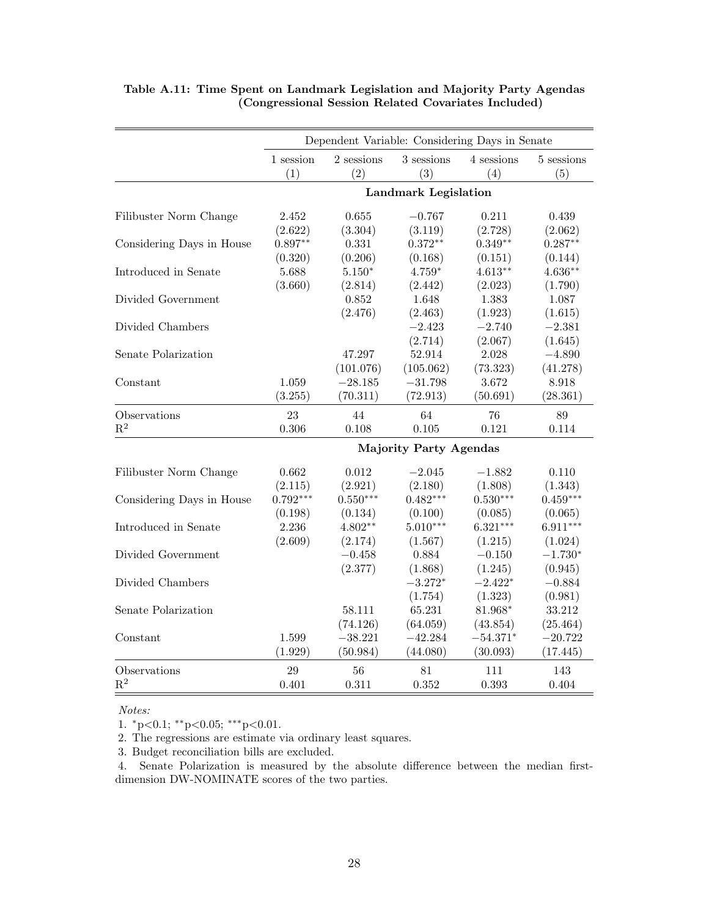**Table A.11: Time Spent on Landmark Legislation and Majority Party Agendas (Congressional Session Related Covariates Included)**

| | Dependent Variable: Considering Days in Senate | | | | |
|---|---|---|---|---|---|
| | 1 session | 2 sessions | 3 sessions | 4 sessions | 5 sessions |
| | (1) | (2) | (3) | (4) | (5) |
| | | | **Landmark Legislation** | | |
| Filibuster Norm Change | 2.452 | 0.655 | −0.767 | 0.211 | 0.439 |
| | (2.622) | (3.304) | (3.119) | (2.728) | (2.062) |
| Considering Days in House | $0.897^{**}$ | 0.331 | $0.372^{**}$ | $0.349^{**}$ | $0.287^{**}$ |
| | (0.320) | (0.206) | (0.168) | (0.151) | (0.144) |
| Introduced in Senate | 5.688 | $5.150^{*}$ | $4.759^{*}$ | $4.613^{**}$ | $4.636^{**}$ |
| | (3.660) | (2.814) | (2.442) | (2.023) | (1.790) |
| Divided Government | | 0.852 | 1.648 | 1.383 | 1.087 |
| | | (2.476) | (2.463) | (1.923) | (1.615) |
| Divided Chambers | | | −2.423 | −2.740 | −2.381 |
| | | | (2.714) | (2.067) | (1.645) |
| Senate Polarization | | 47.297 | 52.914 | 2.028 | −4.890 |
| | | (101.076) | (105.062) | (73.323) | (41.278) |
| Constant | 1.059 | −28.185 | −31.798 | 3.672 | 8.918 |
| | (3.255) | (70.311) | (72.913) | (50.691) | (28.361) |
| Observations | 23 | 44 | 64 | 76 | 89 |
| $R^2$ | 0.306 | 0.108 | 0.105 | 0.121 | 0.114 |
| | | | **Majority Party Agendas** | | |
| Filibuster Norm Change | 0.662 | 0.012 | −2.045 | −1.882 | 0.110 |
| | (2.115) | (2.921) | (2.180) | (1.808) | (1.343) |
| Considering Days in House | $0.792^{***}$ | $0.550^{***}$ | $0.482^{***}$ | $0.530^{***}$ | $0.459^{***}$ |
| | (0.198) | (0.134) | (0.100) | (0.085) | (0.065) |
| Introduced in Senate | 2.236 | $4.802^{**}$ | $5.010^{***}$ | $6.321^{***}$ | $6.911^{***}$ |
| | (2.609) | (2.174) | (1.567) | (1.215) | (1.024) |
| Divided Government | | −0.458 | 0.884 | −0.150 | $-1.730^{*}$ |
| | | (2.377) | (1.868) | (1.245) | (0.945) |
| Divided Chambers | | | $-3.272^{*}$ | $-2.422^{*}$ | −0.884 |
| | | | (1.754) | (1.323) | (0.981) |
| Senate Polarization | | 58.111 | 65.231 | $81.968^{*}$ | 33.212 |
| | | (74.126) | (64.059) | (43.854) | (25.464) |
| Constant | 1.599 | −38.221 | −42.284 | $-54.371^{*}$ | −20.722 |
| | (1.929) | (50.984) | (44.080) | (30.093) | (17.445) |
| Observations | 29 | 56 | 81 | 111 | 143 |
| $R^2$ | 0.401 | 0.311 | 0.352 | 0.393 | 0.404 |

*Notes:*

1. $^{*}p<0.1$; $^{**}p<0.05$; $^{***}p<0.01$.
2. The regressions are estimate via ordinary least squares.
3. Budget reconciliation bills are excluded.
4. Senate Polarization is measured by the absolute difference between the median first-dimension DW-NOMINATE scores of the two parties.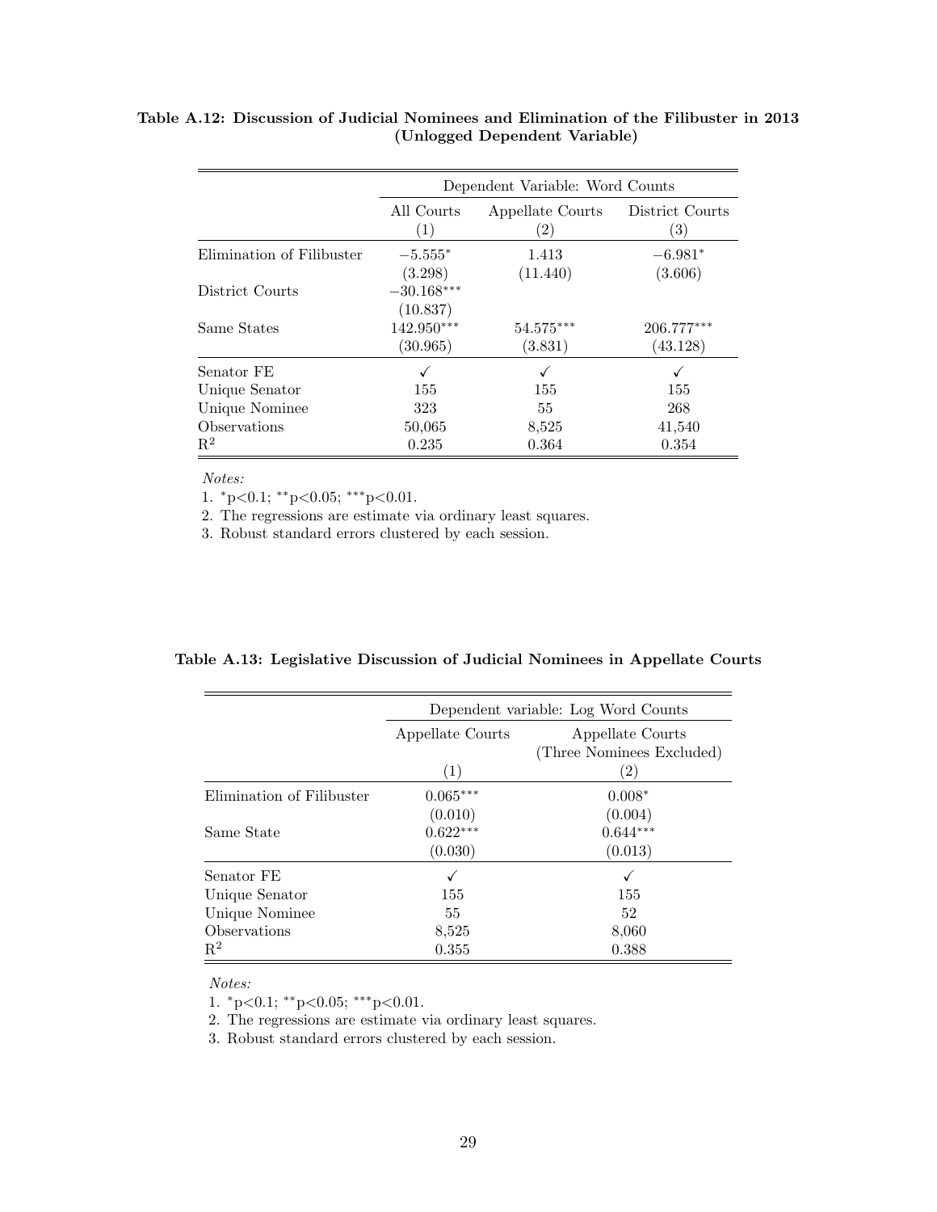**Table A.12: Discussion of Judicial Nominees and Elimination of the Filibuster in 2013 (Unlogged Dependent Variable)**

| | Dependent Variable: Word Counts | | |
|---|---|---|---|
| | All Courts | Appellate Courts | District Courts |
| | (1) | (2) | (3) |
| Elimination of Filibuster | $-5.555^{*}$ | 1.413 | $-6.981^{*}$ |
| | (3.298) | (11.440) | (3.606) |
| District Courts | $-30.168^{***}$ | | |
| | (10.837) | | |
| Same States | $142.950^{***}$ | $54.575^{***}$ | $206.777^{***}$ |
| | (30.965) | (3.831) | (43.128) |
| Senator FE | ✓ | ✓ | ✓ |
| Unique Senator | 155 | 155 | 155 |
| Unique Nominee | 323 | 55 | 268 |
| Observations | 50,065 | 8,525 | 41,540 |
| $R^2$ | 0.235 | 0.364 | 0.354 |

*Notes:*

1. $^{*}$p<0.1; $^{**}$p<0.05; $^{***}$p<0.01.
2. The regressions are estimate via ordinary least squares.
3. Robust standard errors clustered by each session.

**Table A.13: Legislative Discussion of Judicial Nominees in Appellate Courts**

| | Dependent variable: Log Word Counts | |
|---|---|---|
| | Appellate Courts | Appellate Courts (Three Nominees Excluded) |
| | (1) | (2) |
| Elimination of Filibuster | $0.065^{***}$ | $0.008^{*}$ |
| | (0.010) | (0.004) |
| Same State | $0.622^{***}$ | $0.644^{***}$ |
| | (0.030) | (0.013) |
| Senator FE | ✓ | ✓ |
| Unique Senator | 155 | 155 |
| Unique Nominee | 55 | 52 |
| Observations | 8,525 | 8,060 |
| $R^2$ | 0.355 | 0.388 |

*Notes:*

1. $^{*}$p<0.1; $^{**}$p<0.05; $^{***}$p<0.01.
2. The regressions are estimate via ordinary least squares.
3. Robust standard errors clustered by each session.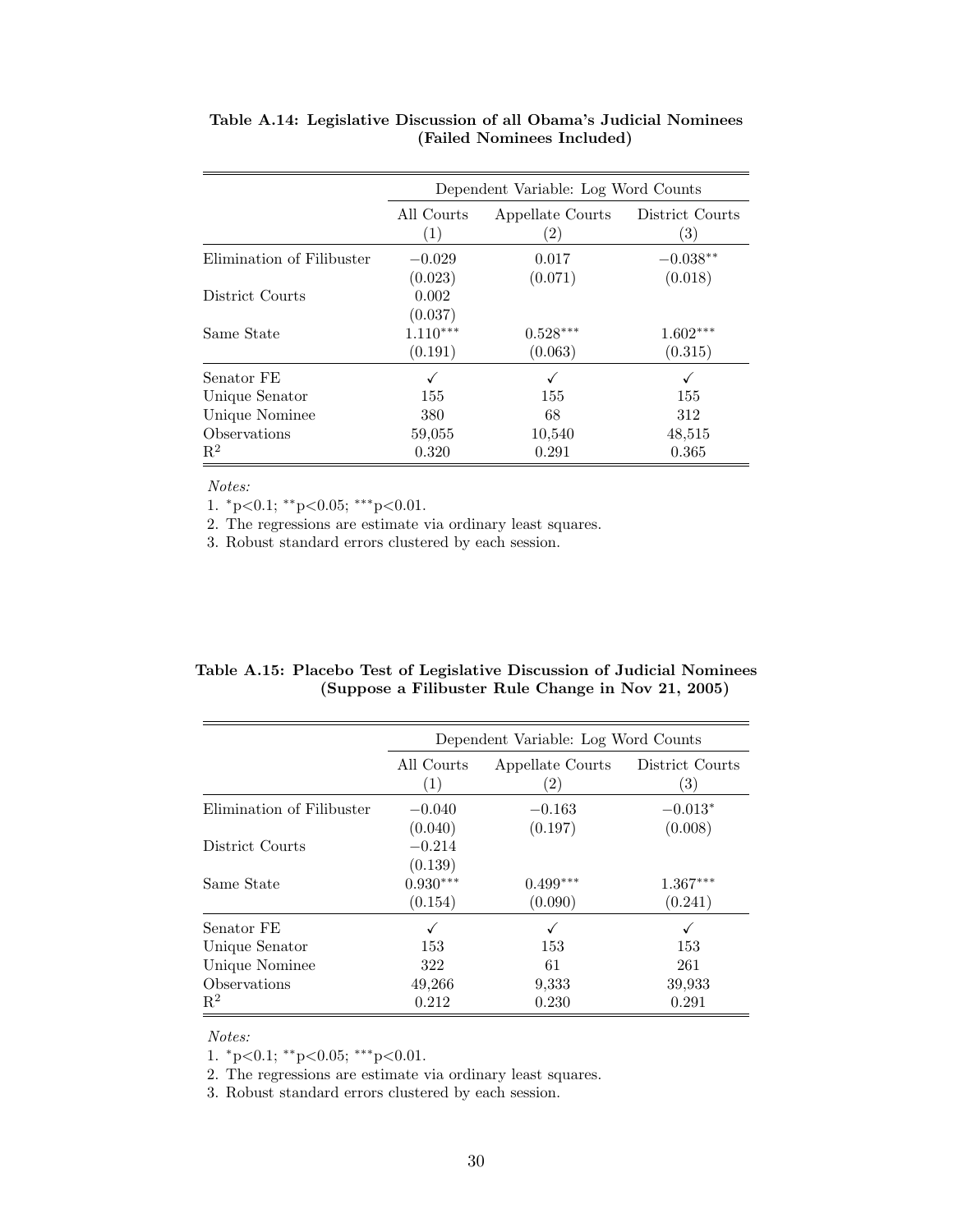**Table A.14: Legislative Discussion of all Obama's Judicial Nominees (Failed Nominees Included)**

| | Dependent Variable: Log Word Counts | | |
|---|---|---|---|
| | All Courts (1) | Appellate Courts (2) | District Courts (3) |
| Elimination of Filibuster | $-0.029$ | $0.017$ | $-0.038^{**}$ |
| | (0.023) | (0.071) | (0.018) |
| District Courts | $0.002$ | | |
| | (0.037) | | |
| Same State | $1.110^{***}$ | $0.528^{***}$ | $1.602^{***}$ |
| | (0.191) | (0.063) | (0.315) |
| Senator FE | ✓ | ✓ | ✓ |
| Unique Senator | 155 | 155 | 155 |
| Unique Nominee | 380 | 68 | 312 |
| Observations | 59,055 | 10,540 | 48,515 |
| $R^2$ | 0.320 | 0.291 | 0.365 |

*Notes:*

1. $^{*}$p<0.1; $^{**}$p<0.05; $^{***}$p<0.01.
2. The regressions are estimate via ordinary least squares.
3. Robust standard errors clustered by each session.

**Table A.15: Placebo Test of Legislative Discussion of Judicial Nominees (Suppose a Filibuster Rule Change in Nov 21, 2005)**

| | Dependent Variable: Log Word Counts | | |
|---|---|---|---|
| | All Courts (1) | Appellate Courts (2) | District Courts (3) |
| Elimination of Filibuster | $-0.040$ | $-0.163$ | $-0.013^{*}$ |
| | (0.040) | (0.197) | (0.008) |
| District Courts | $-0.214$ | | |
| | (0.139) | | |
| Same State | $0.930^{***}$ | $0.499^{***}$ | $1.367^{***}$ |
| | (0.154) | (0.090) | (0.241) |
| Senator FE | ✓ | ✓ | ✓ |
| Unique Senator | 153 | 153 | 153 |
| Unique Nominee | 322 | 61 | 261 |
| Observations | 49,266 | 9,333 | 39,933 |
| $R^2$ | 0.212 | 0.230 | 0.291 |

*Notes:*

1. $^{*}$p<0.1; $^{**}$p<0.05; $^{***}$p<0.01.
2. The regressions are estimate via ordinary least squares.
3. Robust standard errors clustered by each session.